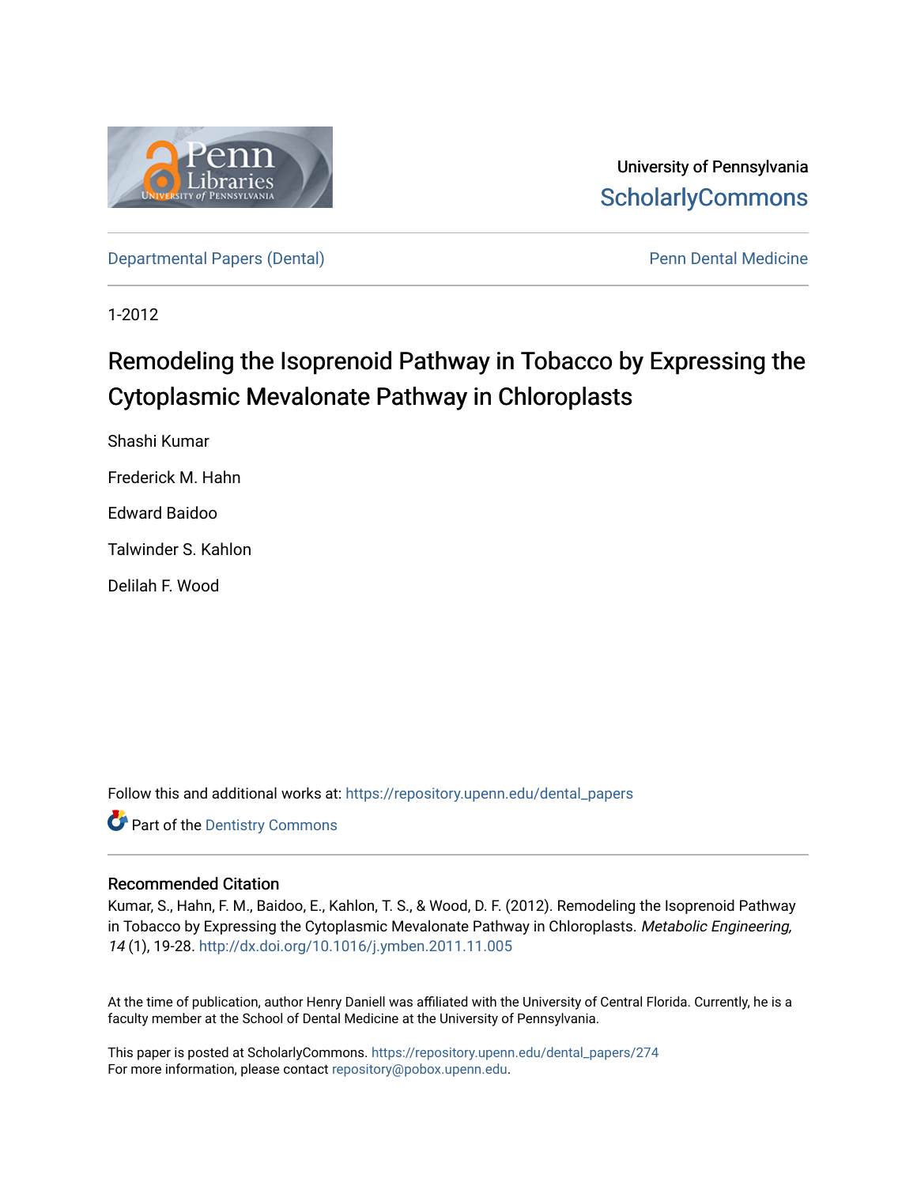University of Pennsylvania
ScholarlyCommons

Departmental Papers (Dental)

Penn Dental Medicine

1-2012

# Remodeling the Isoprenoid Pathway in Tobacco by Expressing the Cytoplasmic Mevalonate Pathway in Chloroplasts

Shashi Kumar

Frederick M. Hahn

Edward Baidoo

Talwinder S. Kahlon

Delilah F. Wood

Follow this and additional works at: https://repository.upenn.edu/dental_papers

Part of the Dentistry Commons

## Recommended Citation

Kumar, S., Hahn, F. M., Baidoo, E., Kahlon, T. S., & Wood, D. F. (2012). Remodeling the Isoprenoid Pathway in Tobacco by Expressing the Cytoplasmic Mevalonate Pathway in Chloroplasts. *Metabolic Engineering, 14* (1), 19-28. http://dx.doi.org/10.1016/j.ymben.2011.11.005

At the time of publication, author Henry Daniell was affiliated with the University of Central Florida. Currently, he is a faculty member at the School of Dental Medicine at the University of Pennsylvania.

This paper is posted at ScholarlyCommons. https://repository.upenn.edu/dental_papers/274
For more information, please contact repository@pobox.upenn.edu.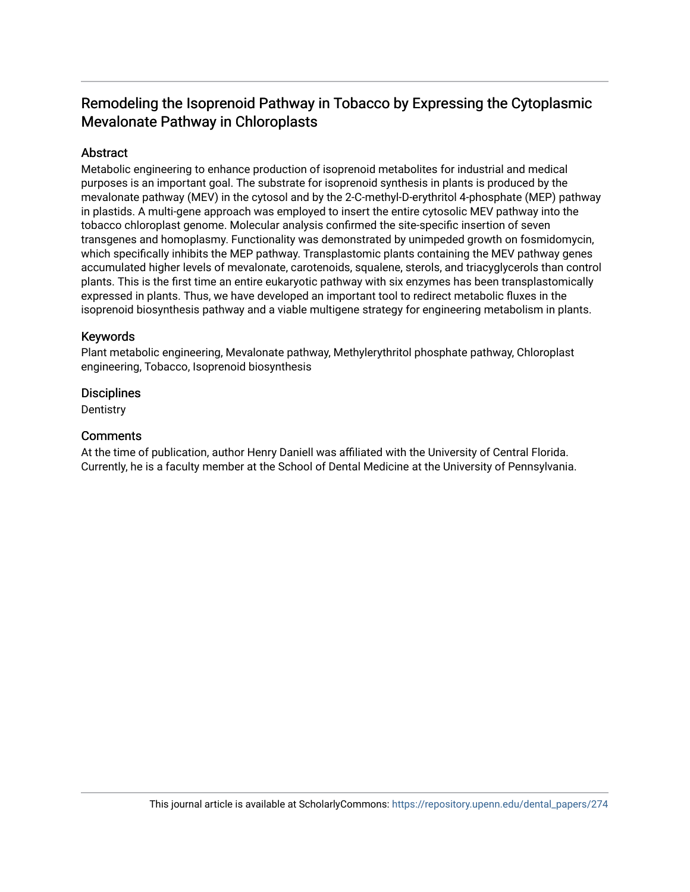# Remodeling the Isoprenoid Pathway in Tobacco by Expressing the Cytoplasmic Mevalonate Pathway in Chloroplasts

## Abstract

Metabolic engineering to enhance production of isoprenoid metabolites for industrial and medical purposes is an important goal. The substrate for isoprenoid synthesis in plants is produced by the mevalonate pathway (MEV) in the cytosol and by the 2-C-methyl-D-erythritol 4-phosphate (MEP) pathway in plastids. A multi-gene approach was employed to insert the entire cytosolic MEV pathway into the tobacco chloroplast genome. Molecular analysis confirmed the site-specific insertion of seven transgenes and homoplasmy. Functionality was demonstrated by unimpeded growth on fosmidomycin, which specifically inhibits the MEP pathway. Transplastomic plants containing the MEV pathway genes accumulated higher levels of mevalonate, carotenoids, squalene, sterols, and triacyglycerols than control plants. This is the first time an entire eukaryotic pathway with six enzymes has been transplastomically expressed in plants. Thus, we have developed an important tool to redirect metabolic fluxes in the isoprenoid biosynthesis pathway and a viable multigene strategy for engineering metabolism in plants.

## Keywords

Plant metabolic engineering, Mevalonate pathway, Methylerythritol phosphate pathway, Chloroplast engineering, Tobacco, Isoprenoid biosynthesis

## Disciplines

Dentistry

## Comments

At the time of publication, author Henry Daniell was affiliated with the University of Central Florida. Currently, he is a faculty member at the School of Dental Medicine at the University of Pennsylvania.

This journal article is available at ScholarlyCommons: https://repository.upenn.edu/dental_papers/274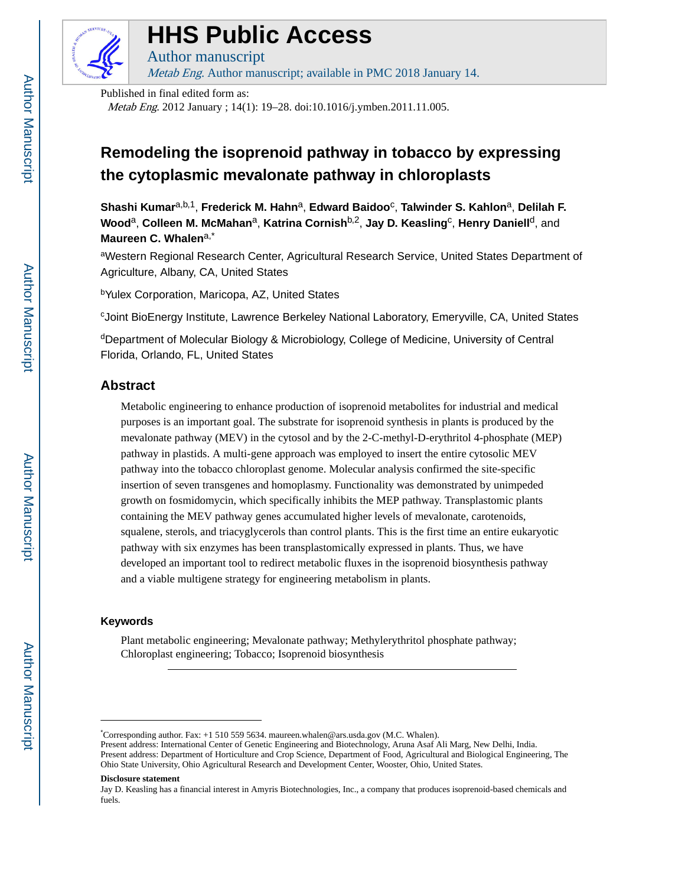Published in final edited form as:

*Metab Eng*. 2012 January ; 14(1): 19–28. doi:10.1016/j.ymben.2011.11.005.

# Remodeling the isoprenoid pathway in tobacco by expressing the cytoplasmic mevalonate pathway in chloroplasts

**Shashi Kumar**[a,b,1], **Frederick M. Hahn**[a], **Edward Baidoo**[c], **Talwinder S. Kahlon**[a], **Delilah F. Wood**[a], **Colleen M. McMahan**[a], **Katrina Cornish**[b,2], **Jay D. Keasling**[c], **Henry Daniell**[d], and **Maureen C. Whalen**[a,*]

[a]Western Regional Research Center, Agricultural Research Service, United States Department of Agriculture, Albany, CA, United States

[b]Yulex Corporation, Maricopa, AZ, United States

[c]Joint BioEnergy Institute, Lawrence Berkeley National Laboratory, Emeryville, CA, United States

[d]Department of Molecular Biology & Microbiology, College of Medicine, University of Central Florida, Orlando, FL, United States

## Abstract

Metabolic engineering to enhance production of isoprenoid metabolites for industrial and medical purposes is an important goal. The substrate for isoprenoid synthesis in plants is produced by the mevalonate pathway (MEV) in the cytosol and by the 2-C-methyl-D-erythritol 4-phosphate (MEP) pathway in plastids. A multi-gene approach was employed to insert the entire cytosolic MEV pathway into the tobacco chloroplast genome. Molecular analysis confirmed the site-specific insertion of seven transgenes and homoplasmy. Functionality was demonstrated by unimpeded growth on fosmidomycin, which specifically inhibits the MEP pathway. Transplastomic plants containing the MEV pathway genes accumulated higher levels of mevalonate, carotenoids, squalene, sterols, and triacyglycerols than control plants. This is the first time an entire eukaryotic pathway with six enzymes has been transplastomically expressed in plants. Thus, we have developed an important tool to redirect metabolic fluxes in the isoprenoid biosynthesis pathway and a viable multigene strategy for engineering metabolism in plants.

### Keywords

Plant metabolic engineering; Mevalonate pathway; Methylerythritol phosphate pathway; Chloroplast engineering; Tobacco; Isoprenoid biosynthesis

---

[*]Corresponding author. Fax: +1 510 559 5634. maureen.whalen@ars.usda.gov (M.C. Whalen).
Present address: International Center of Genetic Engineering and Biotechnology, Aruna Asaf Ali Marg, New Delhi, India.
Present address: Department of Horticulture and Crop Science, Department of Food, Agricultural and Biological Engineering, The Ohio State University, Ohio Agricultural Research and Development Center, Wooster, Ohio, United States.

**Disclosure statement**

Jay D. Keasling has a financial interest in Amyris Biotechnologies, Inc., a company that produces isoprenoid-based chemicals and fuels.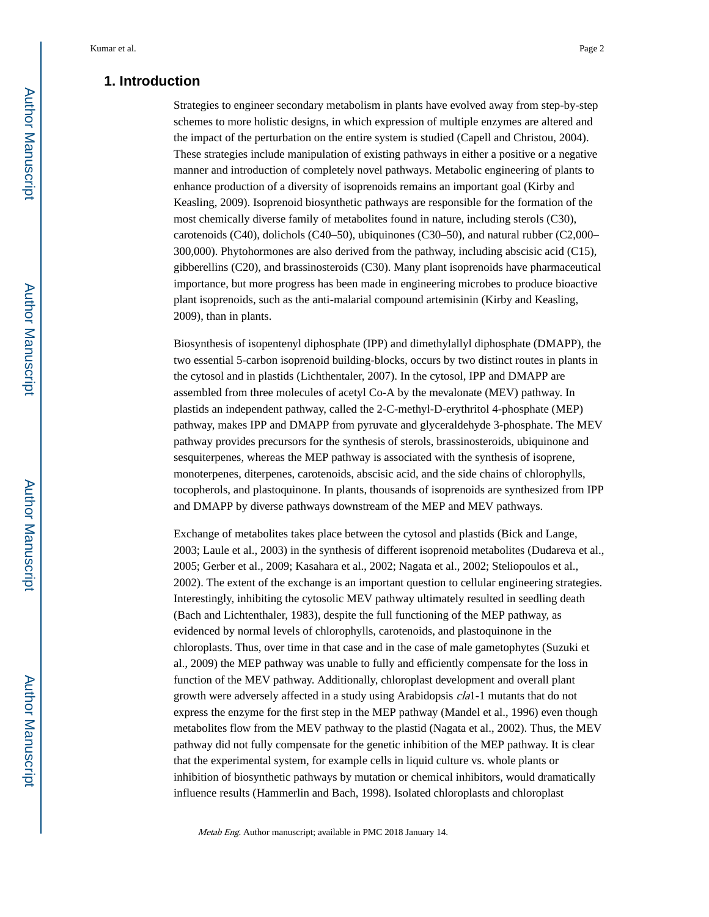## 1. Introduction

Strategies to engineer secondary metabolism in plants have evolved away from step-by-step schemes to more holistic designs, in which expression of multiple enzymes are altered and the impact of the perturbation on the entire system is studied (Capell and Christou, 2004). These strategies include manipulation of existing pathways in either a positive or a negative manner and introduction of completely novel pathways. Metabolic engineering of plants to enhance production of a diversity of isoprenoids remains an important goal (Kirby and Keasling, 2009). Isoprenoid biosynthetic pathways are responsible for the formation of the most chemically diverse family of metabolites found in nature, including sterols (C30), carotenoids (C40), dolichols (C40–50), ubiquinones (C30–50), and natural rubber (C2,000–300,000). Phytohormones are also derived from the pathway, including abscisic acid (C15), gibberellins (C20), and brassinosteroids (C30). Many plant isoprenoids have pharmaceutical importance, but more progress has been made in engineering microbes to produce bioactive plant isoprenoids, such as the anti-malarial compound artemisinin (Kirby and Keasling, 2009), than in plants.

Biosynthesis of isopentenyl diphosphate (IPP) and dimethylallyl diphosphate (DMAPP), the two essential 5-carbon isoprenoid building-blocks, occurs by two distinct routes in plants in the cytosol and in plastids (Lichthentaler, 2007). In the cytosol, IPP and DMAPP are assembled from three molecules of acetyl Co-A by the mevalonate (MEV) pathway. In plastids an independent pathway, called the 2-C-methyl-D-erythritol 4-phosphate (MEP) pathway, makes IPP and DMAPP from pyruvate and glyceraldehyde 3-phosphate. The MEV pathway provides precursors for the synthesis of sterols, brassinosteroids, ubiquinone and sesquiterpenes, whereas the MEP pathway is associated with the synthesis of isoprene, monoterpenes, diterpenes, carotenoids, abscisic acid, and the side chains of chlorophylls, tocopherols, and plastoquinone. In plants, thousands of isoprenoids are synthesized from IPP and DMAPP by diverse pathways downstream of the MEP and MEV pathways.

Exchange of metabolites takes place between the cytosol and plastids (Bick and Lange, 2003; Laule et al., 2003) in the synthesis of different isoprenoid metabolites (Dudareva et al., 2005; Gerber et al., 2009; Kasahara et al., 2002; Nagata et al., 2002; Steliopoulos et al., 2002). The extent of the exchange is an important question to cellular engineering strategies. Interestingly, inhibiting the cytosolic MEV pathway ultimately resulted in seedling death (Bach and Lichtenthaler, 1983), despite the full functioning of the MEP pathway, as evidenced by normal levels of chlorophylls, carotenoids, and plastoquinone in the chloroplasts. Thus, over time in that case and in the case of male gametophytes (Suzuki et al., 2009) the MEP pathway was unable to fully and efficiently compensate for the loss in function of the MEV pathway. Additionally, chloroplast development and overall plant growth were adversely affected in a study using Arabidopsis *cla*1-1 mutants that do not express the enzyme for the first step in the MEP pathway (Mandel et al., 1996) even though metabolites flow from the MEV pathway to the plastid (Nagata et al., 2002). Thus, the MEV pathway did not fully compensate for the genetic inhibition of the MEP pathway. It is clear that the experimental system, for example cells in liquid culture vs. whole plants or inhibition of biosynthetic pathways by mutation or chemical inhibitors, would dramatically influence results (Hammerlin and Bach, 1998). Isolated chloroplasts and chloroplast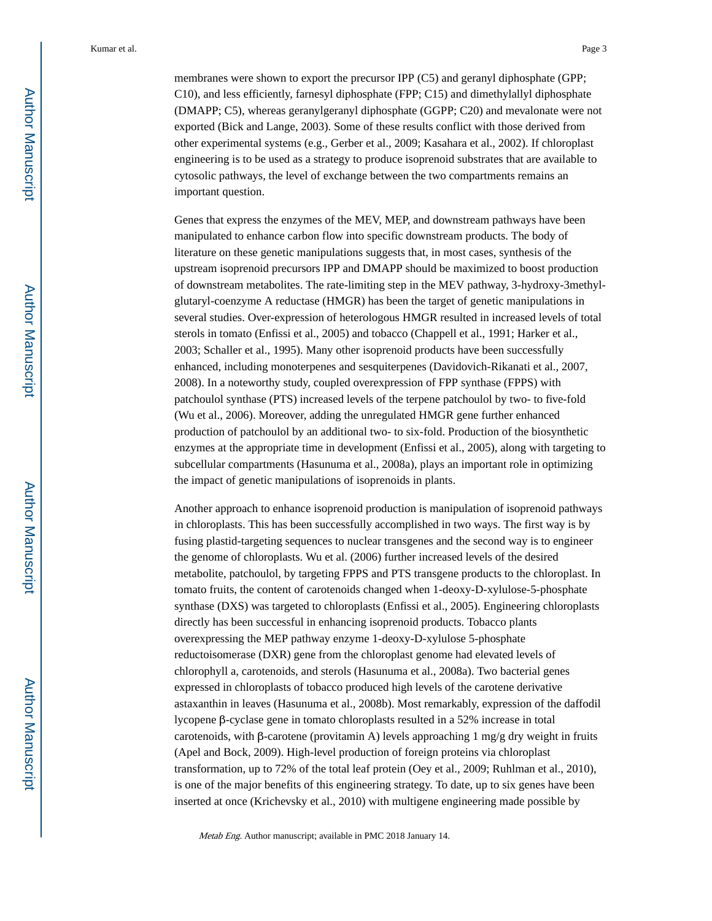membranes were shown to export the precursor IPP (C5) and geranyl diphosphate (GPP; C10), and less efficiently, farnesyl diphosphate (FPP; C15) and dimethylallyl diphosphate (DMAPP; C5), whereas geranylgeranyl diphosphate (GGPP; C20) and mevalonate were not exported (Bick and Lange, 2003). Some of these results conflict with those derived from other experimental systems (e.g., Gerber et al., 2009; Kasahara et al., 2002). If chloroplast engineering is to be used as a strategy to produce isoprenoid substrates that are available to cytosolic pathways, the level of exchange between the two compartments remains an important question.

Genes that express the enzymes of the MEV, MEP, and downstream pathways have been manipulated to enhance carbon flow into specific downstream products. The body of literature on these genetic manipulations suggests that, in most cases, synthesis of the upstream isoprenoid precursors IPP and DMAPP should be maximized to boost production of downstream metabolites. The rate-limiting step in the MEV pathway, 3-hydroxy-3methyl-glutaryl-coenzyme A reductase (HMGR) has been the target of genetic manipulations in several studies. Over-expression of heterologous HMGR resulted in increased levels of total sterols in tomato (Enfissi et al., 2005) and tobacco (Chappell et al., 1991; Harker et al., 2003; Schaller et al., 1995). Many other isoprenoid products have been successfully enhanced, including monoterpenes and sesquiterpenes (Davidovich-Rikanati et al., 2007, 2008). In a noteworthy study, coupled overexpression of FPP synthase (FPPS) with patchoulol synthase (PTS) increased levels of the terpene patchoulol by two- to five-fold (Wu et al., 2006). Moreover, adding the unregulated HMGR gene further enhanced production of patchoulol by an additional two- to six-fold. Production of the biosynthetic enzymes at the appropriate time in development (Enfissi et al., 2005), along with targeting to subcellular compartments (Hasunuma et al., 2008a), plays an important role in optimizing the impact of genetic manipulations of isoprenoids in plants.

Another approach to enhance isoprenoid production is manipulation of isoprenoid pathways in chloroplasts. This has been successfully accomplished in two ways. The first way is by fusing plastid-targeting sequences to nuclear transgenes and the second way is to engineer the genome of chloroplasts. Wu et al. (2006) further increased levels of the desired metabolite, patchoulol, by targeting FPPS and PTS transgene products to the chloroplast. In tomato fruits, the content of carotenoids changed when 1-deoxy-D-xylulose-5-phosphate synthase (DXS) was targeted to chloroplasts (Enfissi et al., 2005). Engineering chloroplasts directly has been successful in enhancing isoprenoid products. Tobacco plants overexpressing the MEP pathway enzyme 1-deoxy-D-xylulose 5-phosphate reductoisomerase (DXR) gene from the chloroplast genome had elevated levels of chlorophyll a, carotenoids, and sterols (Hasunuma et al., 2008a). Two bacterial genes expressed in chloroplasts of tobacco produced high levels of the carotene derivative astaxanthin in leaves (Hasunuma et al., 2008b). Most remarkably, expression of the daffodil lycopene β-cyclase gene in tomato chloroplasts resulted in a 52% increase in total carotenoids, with β-carotene (provitamin A) levels approaching 1 mg/g dry weight in fruits (Apel and Bock, 2009). High-level production of foreign proteins via chloroplast transformation, up to 72% of the total leaf protein (Oey et al., 2009; Ruhlman et al., 2010), is one of the major benefits of this engineering strategy. To date, up to six genes have been inserted at once (Krichevsky et al., 2010) with multigene engineering made possible by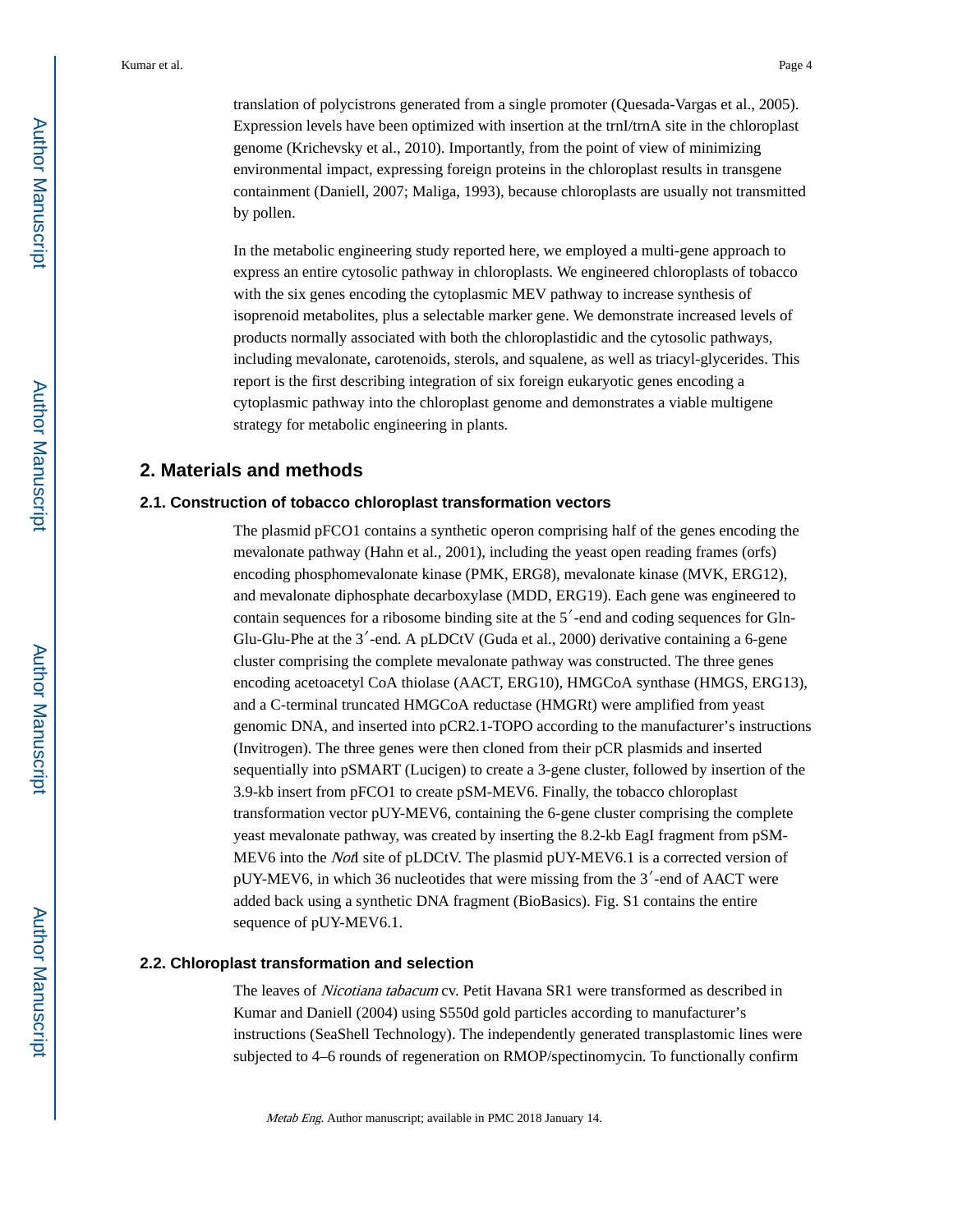translation of polycistrons generated from a single promoter (Quesada-Vargas et al., 2005). Expression levels have been optimized with insertion at the trnI/trnA site in the chloroplast genome (Krichevsky et al., 2010). Importantly, from the point of view of minimizing environmental impact, expressing foreign proteins in the chloroplast results in transgene containment (Daniell, 2007; Maliga, 1993), because chloroplasts are usually not transmitted by pollen.

In the metabolic engineering study reported here, we employed a multi-gene approach to express an entire cytosolic pathway in chloroplasts. We engineered chloroplasts of tobacco with the six genes encoding the cytoplasmic MEV pathway to increase synthesis of isoprenoid metabolites, plus a selectable marker gene. We demonstrate increased levels of products normally associated with both the chloroplastidic and the cytosolic pathways, including mevalonate, carotenoids, sterols, and squalene, as well as triacyl-glycerides. This report is the first describing integration of six foreign eukaryotic genes encoding a cytoplasmic pathway into the chloroplast genome and demonstrates a viable multigene strategy for metabolic engineering in plants.

## 2. Materials and methods

### 2.1. Construction of tobacco chloroplast transformation vectors

The plasmid pFCO1 contains a synthetic operon comprising half of the genes encoding the mevalonate pathway (Hahn et al., 2001), including the yeast open reading frames (orfs) encoding phosphomevalonate kinase (PMK, ERG8), mevalonate kinase (MVK, ERG12), and mevalonate diphosphate decarboxylase (MDD, ERG19). Each gene was engineered to contain sequences for a ribosome binding site at the 5′-end and coding sequences for Gln-Glu-Glu-Phe at the 3′-end. A pLDCtV (Guda et al., 2000) derivative containing a 6-gene cluster comprising the complete mevalonate pathway was constructed. The three genes encoding acetoacetyl CoA thiolase (AACT, ERG10), HMGCoA synthase (HMGS, ERG13), and a C-terminal truncated HMGCoA reductase (HMGRt) were amplified from yeast genomic DNA, and inserted into pCR2.1-TOPO according to the manufacturer's instructions (Invitrogen). The three genes were then cloned from their pCR plasmids and inserted sequentially into pSMART (Lucigen) to create a 3-gene cluster, followed by insertion of the 3.9-kb insert from pFCO1 to create pSM-MEV6. Finally, the tobacco chloroplast transformation vector pUY-MEV6, containing the 6-gene cluster comprising the complete yeast mevalonate pathway, was created by inserting the 8.2-kb EagI fragment from pSM-MEV6 into the *NotI* site of pLDCtV. The plasmid pUY-MEV6.1 is a corrected version of pUY-MEV6, in which 36 nucleotides that were missing from the 3′-end of AACT were added back using a synthetic DNA fragment (BioBasics). Fig. S1 contains the entire sequence of pUY-MEV6.1.

### 2.2. Chloroplast transformation and selection

The leaves of *Nicotiana tabacum* cv. Petit Havana SR1 were transformed as described in Kumar and Daniell (2004) using S550d gold particles according to manufacturer's instructions (SeaShell Technology). The independently generated transplastomic lines were subjected to 4–6 rounds of regeneration on RMOP/spectinomycin. To functionally confirm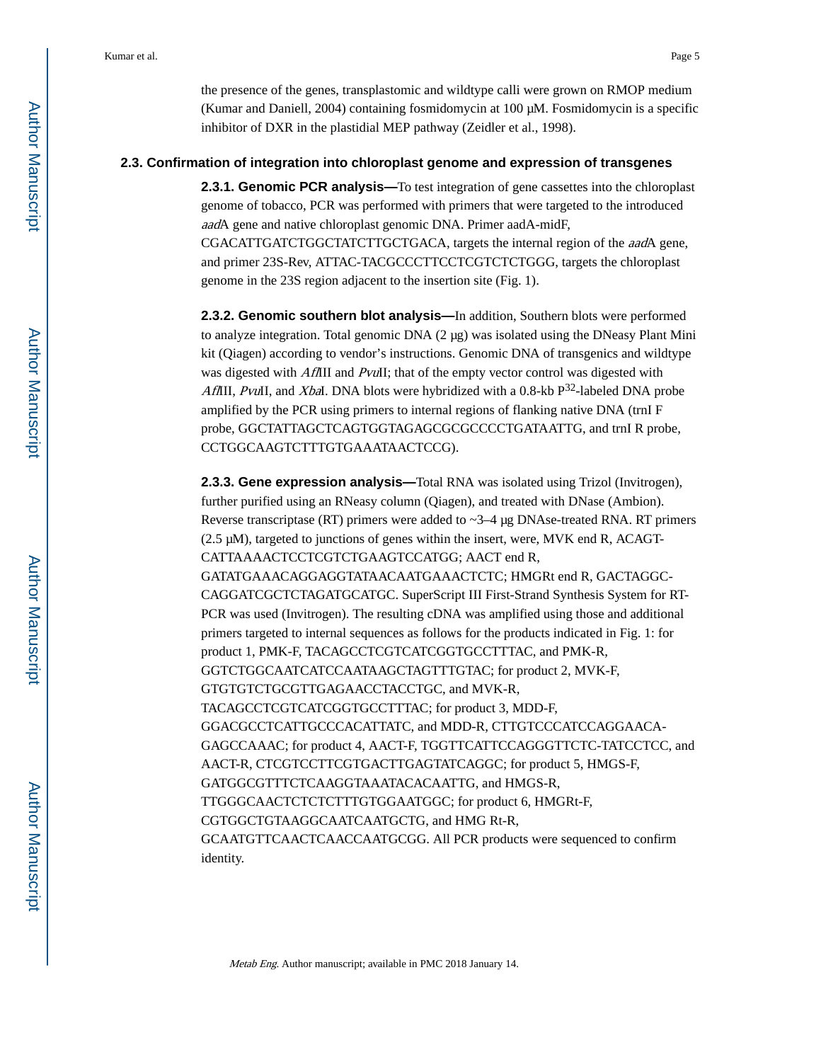the presence of the genes, transplastomic and wildtype calli were grown on RMOP medium (Kumar and Daniell, 2004) containing fosmidomycin at 100 μM. Fosmidomycin is a specific inhibitor of DXR in the plastidial MEP pathway (Zeidler et al., 1998).

### 2.3. Confirmation of integration into chloroplast genome and expression of transgenes

**2.3.1. Genomic PCR analysis—**To test integration of gene cassettes into the chloroplast genome of tobacco, PCR was performed with primers that were targeted to the introduced *aad*A gene and native chloroplast genomic DNA. Primer aadA-midF, CGACATTGATCTGGCTATCTTGCTGACA, targets the internal region of the *aad*A gene, and primer 23S-Rev, ATTAC-TACGCCCTTCCTCGTCTCTGGG, targets the chloroplast genome in the 23S region adjacent to the insertion site (Fig. 1).

**2.3.2. Genomic southern blot analysis—**In addition, Southern blots were performed to analyze integration. Total genomic DNA (2 μg) was isolated using the DNeasy Plant Mini kit (Qiagen) according to vendor's instructions. Genomic DNA of transgenics and wildtype was digested with *Afl*III and *Pvu*II; that of the empty vector control was digested with *Afl*III, *Pvu*II, and *Xba*I. DNA blots were hybridized with a 0.8-kb $P^{32}$-labeled DNA probe amplified by the PCR using primers to internal regions of flanking native DNA (trnI F probe, GGCTATTAGCTCAGTGGTAGAGCGCGCCCCTGATAATTG, and trnI R probe, CCTGGCAAGTCTTTGTGAAATAACTCCG).

**2.3.3. Gene expression analysis—**Total RNA was isolated using Trizol (Invitrogen), further purified using an RNeasy column (Qiagen), and treated with DNase (Ambion). Reverse transcriptase (RT) primers were added to ~3–4 μg DNAse-treated RNA. RT primers (2.5 μM), targeted to junctions of genes within the insert, were, MVK end R, ACAGT-CATTAAAACTCCTCGTCTGAAGTCCATGG; AACT end R, GATATGAAACAGGAGGTATAACAATGAAACTCTC; HMGRt end R, GACTAGGC-CAGGATCGCTCTAGATGCATGC. SuperScript III First-Strand Synthesis System for RT-PCR was used (Invitrogen). The resulting cDNA was amplified using those and additional primers targeted to internal sequences as follows for the products indicated in Fig. 1: for product 1, PMK-F, TACAGCCTCGTCATCGGTGCCTTTAC, and PMK-R, GGTCTGGCAATCATCCAATAAGCTAGTTTGTAC; for product 2, MVK-F, GTGTGTCTGCGTTGAGAACCTACCTGC, and MVK-R, TACAGCCTCGTCATCGGTGCCTTTAC; for product 3, MDD-F, GGACGCCTCATTGCCCACATTATC, and MDD-R, CTTGTCCCATCCAGGAACA-GAGCCAAAC; for product 4, AACT-F, TGGTTCATTCCAGGGTTCTC-TATCCTCC, and AACT-R, CTCGTCCTTCGTGACTTGAGTATCAGGC; for product 5, HMGS-F, GATGGCGTTTCTCAAGGTAAATACACAATTG, and HMGS-R, TTGGGCAACTCTCTCTTTGTGGAATGGC; for product 6, HMGRt-F, CGTGGCTGTAAGGCAATCAATGCTG, and HMG Rt-R, GCAATGTTCAACTCAACCAATGCGG. All PCR products were sequenced to confirm identity.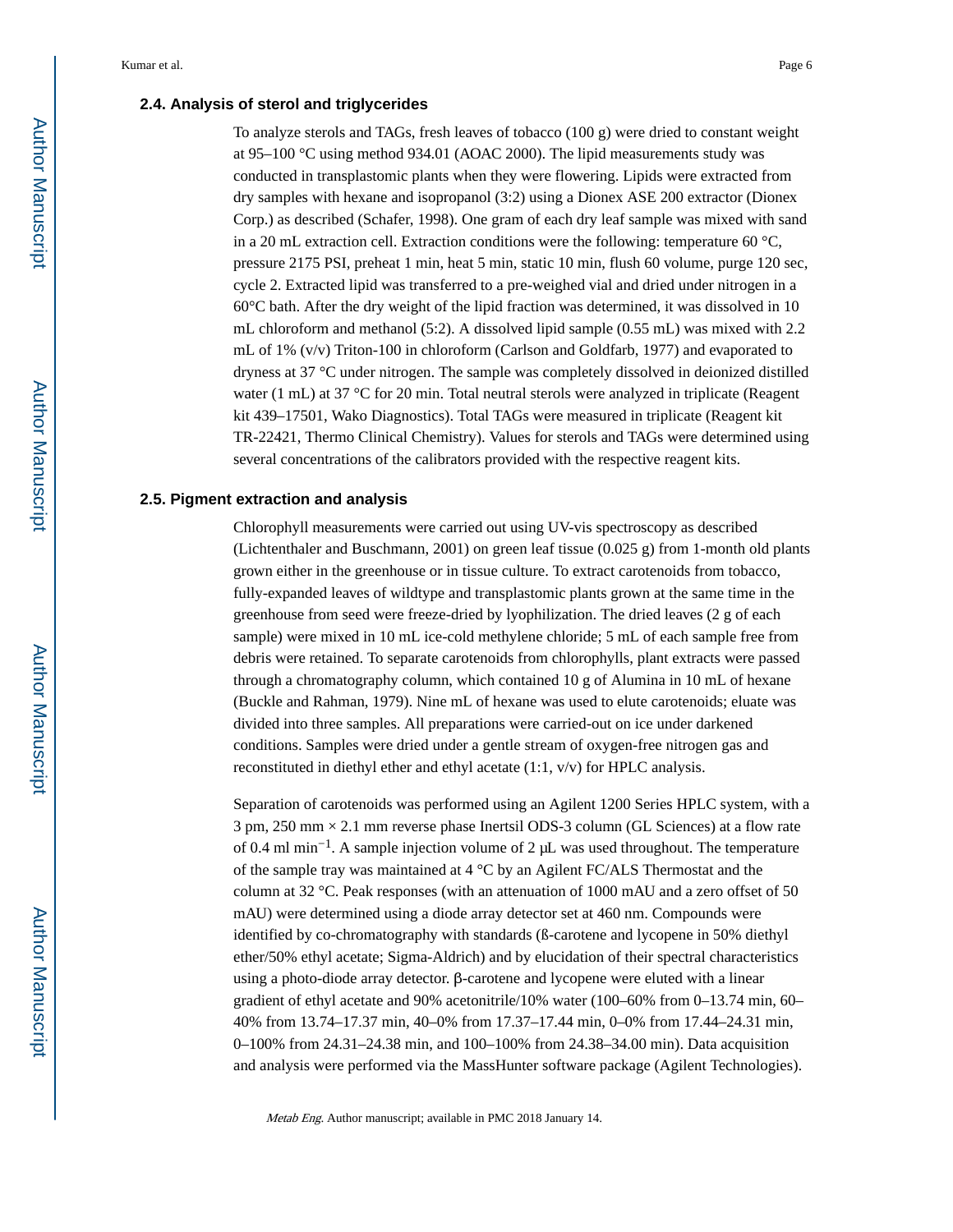### 2.4. Analysis of sterol and triglycerides

To analyze sterols and TAGs, fresh leaves of tobacco (100 g) were dried to constant weight at 95–100 °C using method 934.01 (AOAC 2000). The lipid measurements study was conducted in transplastomic plants when they were flowering. Lipids were extracted from dry samples with hexane and isopropanol (3:2) using a Dionex ASE 200 extractor (Dionex Corp.) as described (Schafer, 1998). One gram of each dry leaf sample was mixed with sand in a 20 mL extraction cell. Extraction conditions were the following: temperature 60 °C, pressure 2175 PSI, preheat 1 min, heat 5 min, static 10 min, flush 60 volume, purge 120 sec, cycle 2. Extracted lipid was transferred to a pre-weighed vial and dried under nitrogen in a 60°C bath. After the dry weight of the lipid fraction was determined, it was dissolved in 10 mL chloroform and methanol (5:2). A dissolved lipid sample (0.55 mL) was mixed with 2.2 mL of 1% (v/v) Triton-100 in chloroform (Carlson and Goldfarb, 1977) and evaporated to dryness at 37 °C under nitrogen. The sample was completely dissolved in deionized distilled water (1 mL) at 37 °C for 20 min. Total neutral sterols were analyzed in triplicate (Reagent kit 439–17501, Wako Diagnostics). Total TAGs were measured in triplicate (Reagent kit TR-22421, Thermo Clinical Chemistry). Values for sterols and TAGs were determined using several concentrations of the calibrators provided with the respective reagent kits.

### 2.5. Pigment extraction and analysis

Chlorophyll measurements were carried out using UV-vis spectroscopy as described (Lichtenthaler and Buschmann, 2001) on green leaf tissue (0.025 g) from 1-month old plants grown either in the greenhouse or in tissue culture. To extract carotenoids from tobacco, fully-expanded leaves of wildtype and transplastomic plants grown at the same time in the greenhouse from seed were freeze-dried by lyophilization. The dried leaves (2 g of each sample) were mixed in 10 mL ice-cold methylene chloride; 5 mL of each sample free from debris were retained. To separate carotenoids from chlorophylls, plant extracts were passed through a chromatography column, which contained 10 g of Alumina in 10 mL of hexane (Buckle and Rahman, 1979). Nine mL of hexane was used to elute carotenoids; eluate was divided into three samples. All preparations were carried-out on ice under darkened conditions. Samples were dried under a gentle stream of oxygen-free nitrogen gas and reconstituted in diethyl ether and ethyl acetate (1:1, v/v) for HPLC analysis.

Separation of carotenoids was performed using an Agilent 1200 Series HPLC system, with a 3 pm, 250 mm × 2.1 mm reverse phase Inertsil ODS-3 column (GL Sciences) at a flow rate of 0.4 ml $min^{-1}$. A sample injection volume of 2 μL was used throughout. The temperature of the sample tray was maintained at 4 °C by an Agilent FC/ALS Thermostat and the column at 32 °C. Peak responses (with an attenuation of 1000 mAU and a zero offset of 50 mAU) were determined using a diode array detector set at 460 nm. Compounds were identified by co-chromatography with standards (ß-carotene and lycopene in 50% diethyl ether/50% ethyl acetate; Sigma-Aldrich) and by elucidation of their spectral characteristics using a photo-diode array detector. β-carotene and lycopene were eluted with a linear gradient of ethyl acetate and 90% acetonitrile/10% water (100–60% from 0–13.74 min, 60–40% from 13.74–17.37 min, 40–0% from 17.37–17.44 min, 0–0% from 17.44–24.31 min, 0–100% from 24.31–24.38 min, and 100–100% from 24.38–34.00 min). Data acquisition and analysis were performed via the MassHunter software package (Agilent Technologies).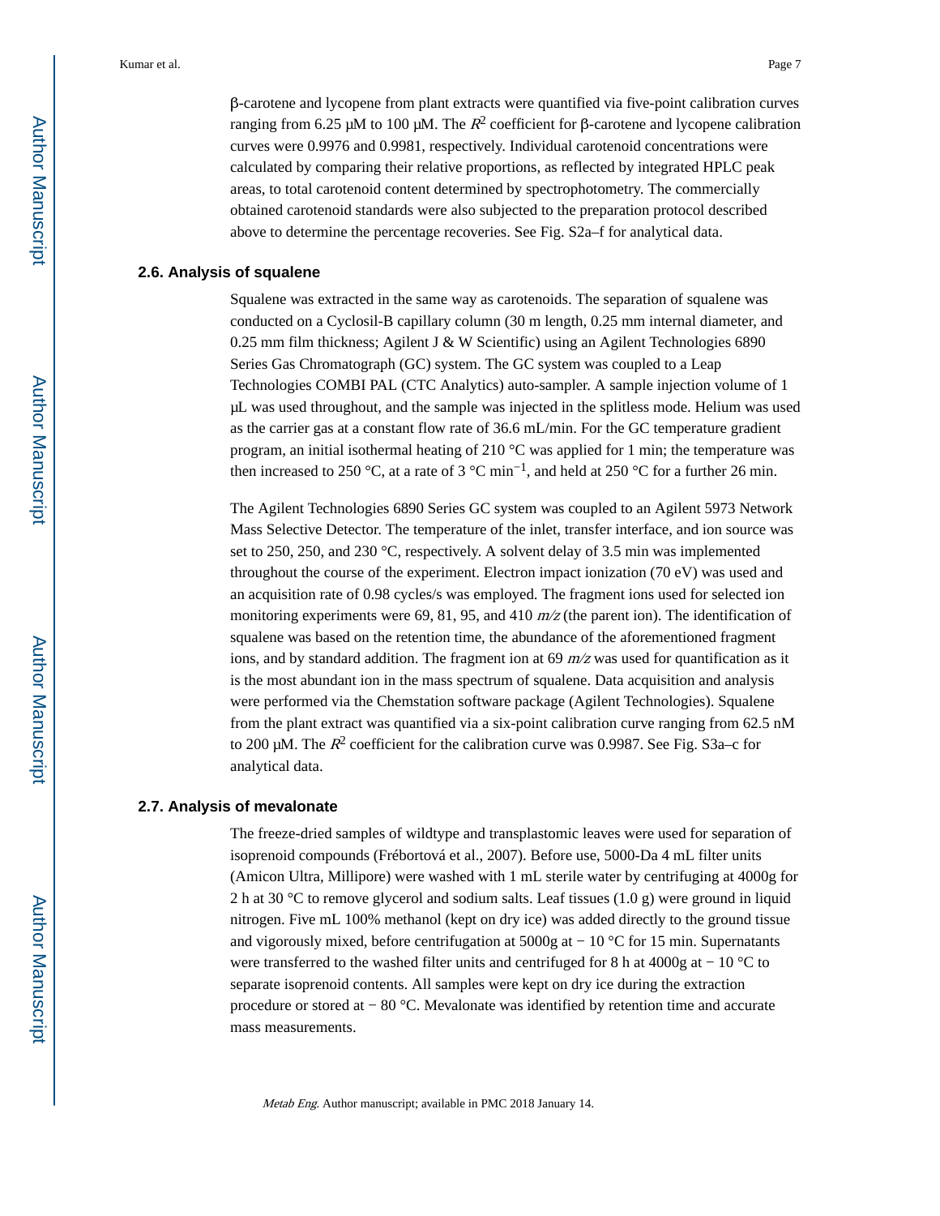β-carotene and lycopene from plant extracts were quantified via five-point calibration curves ranging from 6.25 μM to 100 μM. The $R^2$ coefficient for β-carotene and lycopene calibration curves were 0.9976 and 0.9981, respectively. Individual carotenoid concentrations were calculated by comparing their relative proportions, as reflected by integrated HPLC peak areas, to total carotenoid content determined by spectrophotometry. The commercially obtained carotenoid standards were also subjected to the preparation protocol described above to determine the percentage recoveries. See Fig. S2a–f for analytical data.

### 2.6. Analysis of squalene

Squalene was extracted in the same way as carotenoids. The separation of squalene was conducted on a Cyclosil-B capillary column (30 m length, 0.25 mm internal diameter, and 0.25 mm film thickness; Agilent J & W Scientific) using an Agilent Technologies 6890 Series Gas Chromatograph (GC) system. The GC system was coupled to a Leap Technologies COMBI PAL (CTC Analytics) auto-sampler. A sample injection volume of 1 μL was used throughout, and the sample was injected in the splitless mode. Helium was used as the carrier gas at a constant flow rate of 36.6 mL/min. For the GC temperature gradient program, an initial isothermal heating of 210 °C was applied for 1 min; the temperature was then increased to 250 °C, at a rate of 3 °C $min^{-1}$, and held at 250 °C for a further 26 min.

The Agilent Technologies 6890 Series GC system was coupled to an Agilent 5973 Network Mass Selective Detector. The temperature of the inlet, transfer interface, and ion source was set to 250, 250, and 230 °C, respectively. A solvent delay of 3.5 min was implemented throughout the course of the experiment. Electron impact ionization (70 eV) was used and an acquisition rate of 0.98 cycles/s was employed. The fragment ions used for selected ion monitoring experiments were 69, 81, 95, and 410 *m/z* (the parent ion). The identification of squalene was based on the retention time, the abundance of the aforementioned fragment ions, and by standard addition. The fragment ion at 69 *m/z* was used for quantification as it is the most abundant ion in the mass spectrum of squalene. Data acquisition and analysis were performed via the Chemstation software package (Agilent Technologies). Squalene from the plant extract was quantified via a six-point calibration curve ranging from 62.5 nM to 200 μM. The $R^2$ coefficient for the calibration curve was 0.9987. See Fig. S3a–c for analytical data.

### 2.7. Analysis of mevalonate

The freeze-dried samples of wildtype and transplastomic leaves were used for separation of isoprenoid compounds (Frébortová et al., 2007). Before use, 5000-Da 4 mL filter units (Amicon Ultra, Millipore) were washed with 1 mL sterile water by centrifuging at 4000g for 2 h at 30 °C to remove glycerol and sodium salts. Leaf tissues (1.0 g) were ground in liquid nitrogen. Five mL 100% methanol (kept on dry ice) was added directly to the ground tissue and vigorously mixed, before centrifugation at 5000g at − 10 °C for 15 min. Supernatants were transferred to the washed filter units and centrifuged for 8 h at 4000g at − 10 °C to separate isoprenoid contents. All samples were kept on dry ice during the extraction procedure or stored at − 80 °C. Mevalonate was identified by retention time and accurate mass measurements.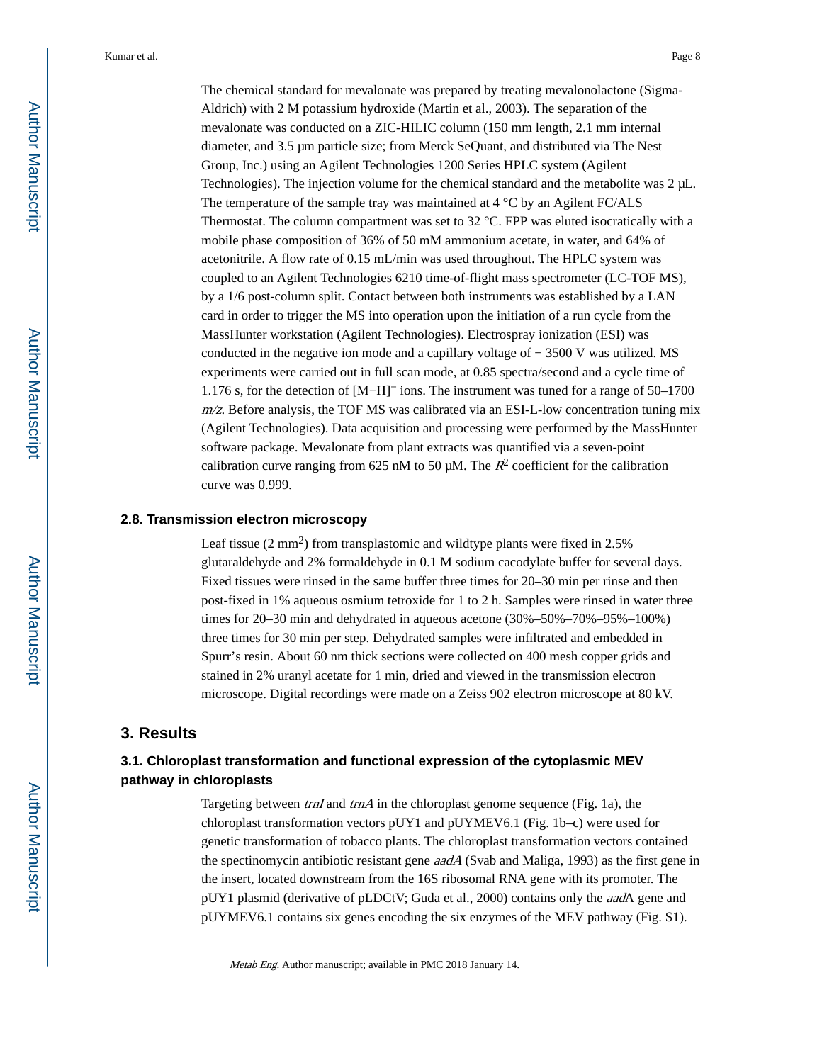The chemical standard for mevalonate was prepared by treating mevalonolactone (Sigma-Aldrich) with 2 M potassium hydroxide (Martin et al., 2003). The separation of the mevalonate was conducted on a ZIC-HILIC column (150 mm length, 2.1 mm internal diameter, and 3.5 μm particle size; from Merck SeQuant, and distributed via The Nest Group, Inc.) using an Agilent Technologies 1200 Series HPLC system (Agilent Technologies). The injection volume for the chemical standard and the metabolite was 2 μL. The temperature of the sample tray was maintained at 4 °C by an Agilent FC/ALS Thermostat. The column compartment was set to 32 °C. FPP was eluted isocratically with a mobile phase composition of 36% of 50 mM ammonium acetate, in water, and 64% of acetonitrile. A flow rate of 0.15 mL/min was used throughout. The HPLC system was coupled to an Agilent Technologies 6210 time-of-flight mass spectrometer (LC-TOF MS), by a 1/6 post-column split. Contact between both instruments was established by a LAN card in order to trigger the MS into operation upon the initiation of a run cycle from the MassHunter workstation (Agilent Technologies). Electrospray ionization (ESI) was conducted in the negative ion mode and a capillary voltage of − 3500 V was utilized. MS experiments were carried out in full scan mode, at 0.85 spectra/second and a cycle time of 1.176 s, for the detection of $[M-H]^-$ ions. The instrument was tuned for a range of 50–1700 *m/z*. Before analysis, the TOF MS was calibrated via an ESI-L-low concentration tuning mix (Agilent Technologies). Data acquisition and processing were performed by the MassHunter software package. Mevalonate from plant extracts was quantified via a seven-point calibration curve ranging from 625 nM to 50 μM. The $R^2$ coefficient for the calibration curve was 0.999.

### 2.8. Transmission electron microscopy

Leaf tissue ($2\ mm^2$) from transplastomic and wildtype plants were fixed in 2.5% glutaraldehyde and 2% formaldehyde in 0.1 M sodium cacodylate buffer for several days. Fixed tissues were rinsed in the same buffer three times for 20–30 min per rinse and then post-fixed in 1% aqueous osmium tetroxide for 1 to 2 h. Samples were rinsed in water three times for 20–30 min and dehydrated in aqueous acetone (30%–50%–70%–95%–100%) three times for 30 min per step. Dehydrated samples were infiltrated and embedded in Spurr's resin. About 60 nm thick sections were collected on 400 mesh copper grids and stained in 2% uranyl acetate for 1 min, dried and viewed in the transmission electron microscope. Digital recordings were made on a Zeiss 902 electron microscope at 80 kV.

## 3. Results

### 3.1. Chloroplast transformation and functional expression of the cytoplasmic MEV pathway in chloroplasts

Targeting between *trnI* and *trnA* in the chloroplast genome sequence (Fig. 1a), the chloroplast transformation vectors pUY1 and pUYMEV6.1 (Fig. 1b–c) were used for genetic transformation of tobacco plants. The chloroplast transformation vectors contained the spectinomycin antibiotic resistant gene *aadA* (Svab and Maliga, 1993) as the first gene in the insert, located downstream from the 16S ribosomal RNA gene with its promoter. The pUY1 plasmid (derivative of pLDCtV; Guda et al., 2000) contains only the *aad*A gene and pUYMEV6.1 contains six genes encoding the six enzymes of the MEV pathway (Fig. S1).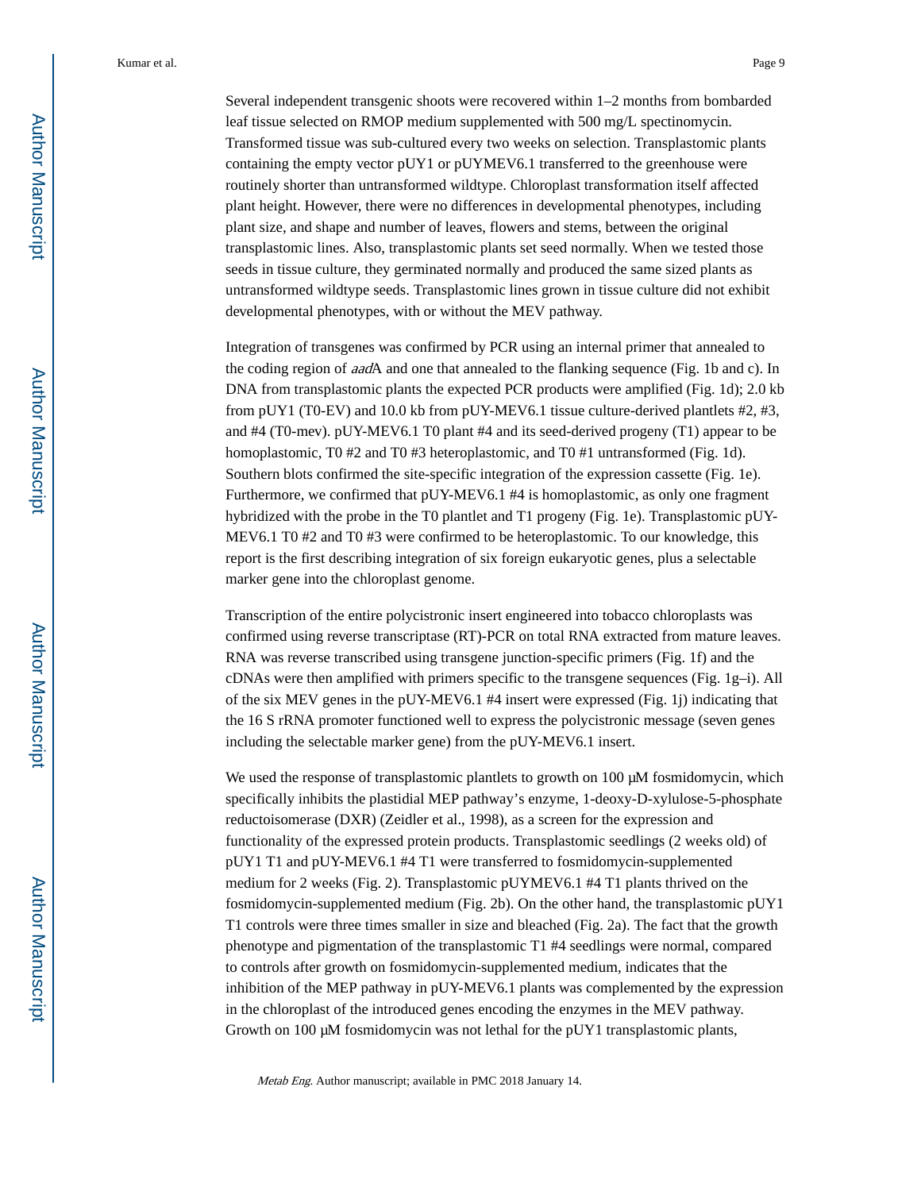Several independent transgenic shoots were recovered within 1–2 months from bombarded leaf tissue selected on RMOP medium supplemented with 500 mg/L spectinomycin. Transformed tissue was sub-cultured every two weeks on selection. Transplastomic plants containing the empty vector pUY1 or pUYMEV6.1 transferred to the greenhouse were routinely shorter than untransformed wildtype. Chloroplast transformation itself affected plant height. However, there were no differences in developmental phenotypes, including plant size, and shape and number of leaves, flowers and stems, between the original transplastomic lines. Also, transplastomic plants set seed normally. When we tested those seeds in tissue culture, they germinated normally and produced the same sized plants as untransformed wildtype seeds. Transplastomic lines grown in tissue culture did not exhibit developmental phenotypes, with or without the MEV pathway.

Integration of transgenes was confirmed by PCR using an internal primer that annealed to the coding region of *aad*A and one that annealed to the flanking sequence (Fig. 1b and c). In DNA from transplastomic plants the expected PCR products were amplified (Fig. 1d); 2.0 kb from pUY1 (T0-EV) and 10.0 kb from pUY-MEV6.1 tissue culture-derived plantlets #2, #3, and #4 (T0-mev). pUY-MEV6.1 T0 plant #4 and its seed-derived progeny (T1) appear to be homoplastomic, T0 #2 and T0 #3 heteroplastomic, and T0 #1 untransformed (Fig. 1d). Southern blots confirmed the site-specific integration of the expression cassette (Fig. 1e). Furthermore, we confirmed that pUY-MEV6.1 #4 is homoplastomic, as only one fragment hybridized with the probe in the T0 plantlet and T1 progeny (Fig. 1e). Transplastomic pUY-MEV6.1 T0 #2 and T0 #3 were confirmed to be heteroplastomic. To our knowledge, this report is the first describing integration of six foreign eukaryotic genes, plus a selectable marker gene into the chloroplast genome.

Transcription of the entire polycistronic insert engineered into tobacco chloroplasts was confirmed using reverse transcriptase (RT)-PCR on total RNA extracted from mature leaves. RNA was reverse transcribed using transgene junction-specific primers (Fig. 1f) and the cDNAs were then amplified with primers specific to the transgene sequences (Fig. 1g–i). All of the six MEV genes in the pUY-MEV6.1 #4 insert were expressed (Fig. 1j) indicating that the 16 S rRNA promoter functioned well to express the polycistronic message (seven genes including the selectable marker gene) from the pUY-MEV6.1 insert.

We used the response of transplastomic plantlets to growth on 100 μM fosmidomycin, which specifically inhibits the plastidial MEP pathway's enzyme, 1-deoxy-D-xylulose-5-phosphate reductoisomerase (DXR) (Zeidler et al., 1998), as a screen for the expression and functionality of the expressed protein products. Transplastomic seedlings (2 weeks old) of pUY1 T1 and pUY-MEV6.1 #4 T1 were transferred to fosmidomycin-supplemented medium for 2 weeks (Fig. 2). Transplastomic pUYMEV6.1 #4 T1 plants thrived on the fosmidomycin-supplemented medium (Fig. 2b). On the other hand, the transplastomic pUY1 T1 controls were three times smaller in size and bleached (Fig. 2a). The fact that the growth phenotype and pigmentation of the transplastomic T1 #4 seedlings were normal, compared to controls after growth on fosmidomycin-supplemented medium, indicates that the inhibition of the MEP pathway in pUY-MEV6.1 plants was complemented by the expression in the chloroplast of the introduced genes encoding the enzymes in the MEV pathway. Growth on 100 μM fosmidomycin was not lethal for the pUY1 transplastomic plants,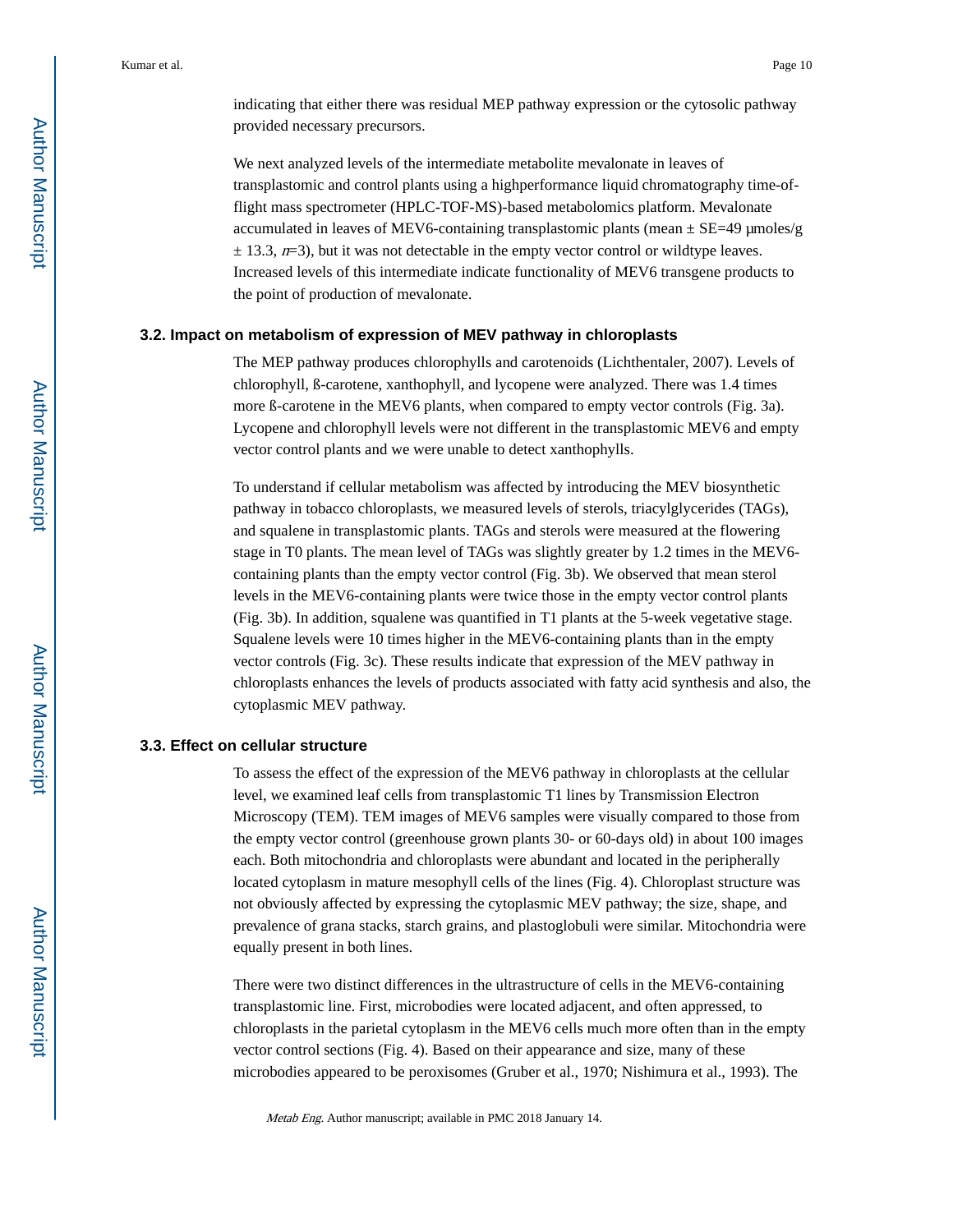indicating that either there was residual MEP pathway expression or the cytosolic pathway provided necessary precursors.

We next analyzed levels of the intermediate metabolite mevalonate in leaves of transplastomic and control plants using a highperformance liquid chromatography time-of-flight mass spectrometer (HPLC-TOF-MS)-based metabolomics platform. Mevalonate accumulated in leaves of MEV6-containing transplastomic plants (mean ± SE=49 μmoles/g ± 13.3, *n*=3), but it was not detectable in the empty vector control or wildtype leaves. Increased levels of this intermediate indicate functionality of MEV6 transgene products to the point of production of mevalonate.

### 3.2. Impact on metabolism of expression of MEV pathway in chloroplasts

The MEP pathway produces chlorophylls and carotenoids (Lichthentaler, 2007). Levels of chlorophyll, ß-carotene, xanthophyll, and lycopene were analyzed. There was 1.4 times more ß-carotene in the MEV6 plants, when compared to empty vector controls (Fig. 3a). Lycopene and chlorophyll levels were not different in the transplastomic MEV6 and empty vector control plants and we were unable to detect xanthophylls.

To understand if cellular metabolism was affected by introducing the MEV biosynthetic pathway in tobacco chloroplasts, we measured levels of sterols, triacylglycerides (TAGs), and squalene in transplastomic plants. TAGs and sterols were measured at the flowering stage in T0 plants. The mean level of TAGs was slightly greater by 1.2 times in the MEV6-containing plants than the empty vector control (Fig. 3b). We observed that mean sterol levels in the MEV6-containing plants were twice those in the empty vector control plants (Fig. 3b). In addition, squalene was quantified in T1 plants at the 5-week vegetative stage. Squalene levels were 10 times higher in the MEV6-containing plants than in the empty vector controls (Fig. 3c). These results indicate that expression of the MEV pathway in chloroplasts enhances the levels of products associated with fatty acid synthesis and also, the cytoplasmic MEV pathway.

### 3.3. Effect on cellular structure

To assess the effect of the expression of the MEV6 pathway in chloroplasts at the cellular level, we examined leaf cells from transplastomic T1 lines by Transmission Electron Microscopy (TEM). TEM images of MEV6 samples were visually compared to those from the empty vector control (greenhouse grown plants 30- or 60-days old) in about 100 images each. Both mitochondria and chloroplasts were abundant and located in the peripherally located cytoplasm in mature mesophyll cells of the lines (Fig. 4). Chloroplast structure was not obviously affected by expressing the cytoplasmic MEV pathway; the size, shape, and prevalence of grana stacks, starch grains, and plastoglobuli were similar. Mitochondria were equally present in both lines.

There were two distinct differences in the ultrastructure of cells in the MEV6-containing transplastomic line. First, microbodies were located adjacent, and often appressed, to chloroplasts in the parietal cytoplasm in the MEV6 cells much more often than in the empty vector control sections (Fig. 4). Based on their appearance and size, many of these microbodies appeared to be peroxisomes (Gruber et al., 1970; Nishimura et al., 1993). The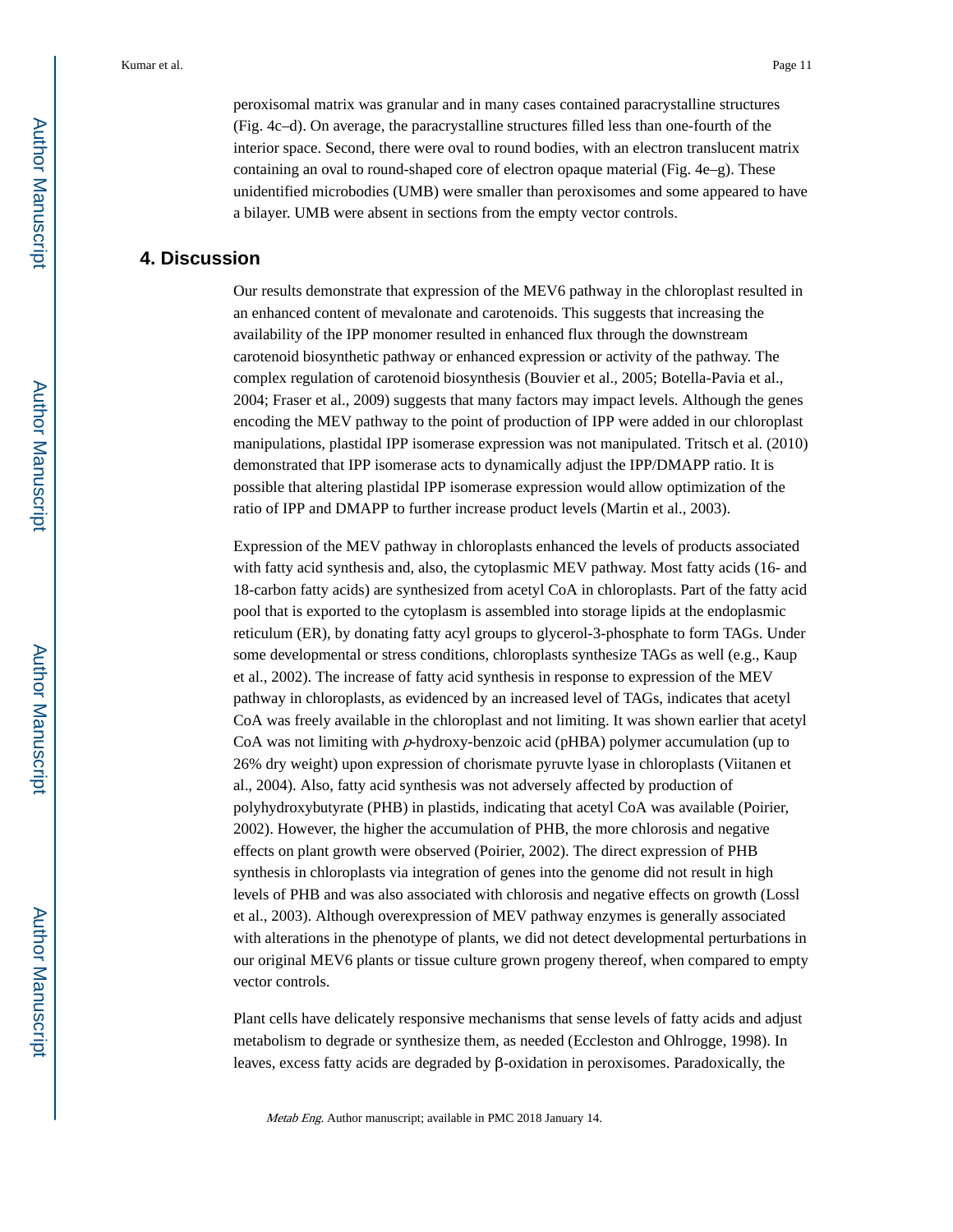peroxisomal matrix was granular and in many cases contained paracrystalline structures (Fig. 4c–d). On average, the paracrystalline structures filled less than one-fourth of the interior space. Second, there were oval to round bodies, with an electron translucent matrix containing an oval to round-shaped core of electron opaque material (Fig. 4e–g). These unidentified microbodies (UMB) were smaller than peroxisomes and some appeared to have a bilayer. UMB were absent in sections from the empty vector controls.

## 4. Discussion

Our results demonstrate that expression of the MEV6 pathway in the chloroplast resulted in an enhanced content of mevalonate and carotenoids. This suggests that increasing the availability of the IPP monomer resulted in enhanced flux through the downstream carotenoid biosynthetic pathway or enhanced expression or activity of the pathway. The complex regulation of carotenoid biosynthesis (Bouvier et al., 2005; Botella-Pavia et al., 2004; Fraser et al., 2009) suggests that many factors may impact levels. Although the genes encoding the MEV pathway to the point of production of IPP were added in our chloroplast manipulations, plastidal IPP isomerase expression was not manipulated. Tritsch et al. (2010) demonstrated that IPP isomerase acts to dynamically adjust the IPP/DMAPP ratio. It is possible that altering plastidal IPP isomerase expression would allow optimization of the ratio of IPP and DMAPP to further increase product levels (Martin et al., 2003).

Expression of the MEV pathway in chloroplasts enhanced the levels of products associated with fatty acid synthesis and, also, the cytoplasmic MEV pathway. Most fatty acids (16- and 18-carbon fatty acids) are synthesized from acetyl CoA in chloroplasts. Part of the fatty acid pool that is exported to the cytoplasm is assembled into storage lipids at the endoplasmic reticulum (ER), by donating fatty acyl groups to glycerol-3-phosphate to form TAGs. Under some developmental or stress conditions, chloroplasts synthesize TAGs as well (e.g., Kaup et al., 2002). The increase of fatty acid synthesis in response to expression of the MEV pathway in chloroplasts, as evidenced by an increased level of TAGs, indicates that acetyl CoA was freely available in the chloroplast and not limiting. It was shown earlier that acetyl CoA was not limiting with *p*-hydroxy-benzoic acid (pHBA) polymer accumulation (up to 26% dry weight) upon expression of chorismate pyruvte lyase in chloroplasts (Viitanen et al., 2004). Also, fatty acid synthesis was not adversely affected by production of polyhydroxybutyrate (PHB) in plastids, indicating that acetyl CoA was available (Poirier, 2002). However, the higher the accumulation of PHB, the more chlorosis and negative effects on plant growth were observed (Poirier, 2002). The direct expression of PHB synthesis in chloroplasts via integration of genes into the genome did not result in high levels of PHB and was also associated with chlorosis and negative effects on growth (Lossl et al., 2003). Although overexpression of MEV pathway enzymes is generally associated with alterations in the phenotype of plants, we did not detect developmental perturbations in our original MEV6 plants or tissue culture grown progeny thereof, when compared to empty vector controls.

Plant cells have delicately responsive mechanisms that sense levels of fatty acids and adjust metabolism to degrade or synthesize them, as needed (Eccleston and Ohlrogge, 1998). In leaves, excess fatty acids are degraded by β-oxidation in peroxisomes. Paradoxically, the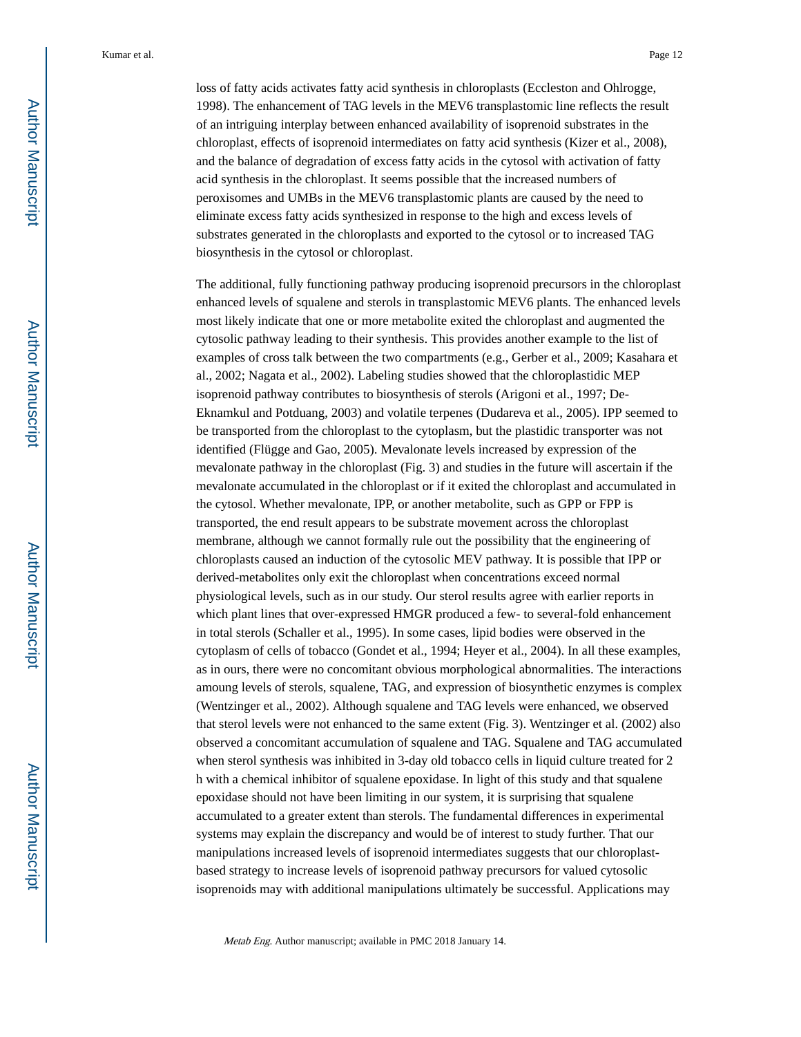loss of fatty acids activates fatty acid synthesis in chloroplasts (Eccleston and Ohlrogge, 1998). The enhancement of TAG levels in the MEV6 transplastomic line reflects the result of an intriguing interplay between enhanced availability of isoprenoid substrates in the chloroplast, effects of isoprenoid intermediates on fatty acid synthesis (Kizer et al., 2008), and the balance of degradation of excess fatty acids in the cytosol with activation of fatty acid synthesis in the chloroplast. It seems possible that the increased numbers of peroxisomes and UMBs in the MEV6 transplastomic plants are caused by the need to eliminate excess fatty acids synthesized in response to the high and excess levels of substrates generated in the chloroplasts and exported to the cytosol or to increased TAG biosynthesis in the cytosol or chloroplast.

The additional, fully functioning pathway producing isoprenoid precursors in the chloroplast enhanced levels of squalene and sterols in transplastomic MEV6 plants. The enhanced levels most likely indicate that one or more metabolite exited the chloroplast and augmented the cytosolic pathway leading to their synthesis. This provides another example to the list of examples of cross talk between the two compartments (e.g., Gerber et al., 2009; Kasahara et al., 2002; Nagata et al., 2002). Labeling studies showed that the chloroplastidic MEP isoprenoid pathway contributes to biosynthesis of sterols (Arigoni et al., 1997; De-Eknamkul and Potduang, 2003) and volatile terpenes (Dudareva et al., 2005). IPP seemed to be transported from the chloroplast to the cytoplasm, but the plastidic transporter was not identified (Flügge and Gao, 2005). Mevalonate levels increased by expression of the mevalonate pathway in the chloroplast (Fig. 3) and studies in the future will ascertain if the mevalonate accumulated in the chloroplast or if it exited the chloroplast and accumulated in the cytosol. Whether mevalonate, IPP, or another metabolite, such as GPP or FPP is transported, the end result appears to be substrate movement across the chloroplast membrane, although we cannot formally rule out the possibility that the engineering of chloroplasts caused an induction of the cytosolic MEV pathway. It is possible that IPP or derived-metabolites only exit the chloroplast when concentrations exceed normal physiological levels, such as in our study. Our sterol results agree with earlier reports in which plant lines that over-expressed HMGR produced a few- to several-fold enhancement in total sterols (Schaller et al., 1995). In some cases, lipid bodies were observed in the cytoplasm of cells of tobacco (Gondet et al., 1994; Heyer et al., 2004). In all these examples, as in ours, there were no concomitant obvious morphological abnormalities. The interactions amoung levels of sterols, squalene, TAG, and expression of biosynthetic enzymes is complex (Wentzinger et al., 2002). Although squalene and TAG levels were enhanced, we observed that sterol levels were not enhanced to the same extent (Fig. 3). Wentzinger et al. (2002) also observed a concomitant accumulation of squalene and TAG. Squalene and TAG accumulated when sterol synthesis was inhibited in 3-day old tobacco cells in liquid culture treated for 2 h with a chemical inhibitor of squalene epoxidase. In light of this study and that squalene epoxidase should not have been limiting in our system, it is surprising that squalene accumulated to a greater extent than sterols. The fundamental differences in experimental systems may explain the discrepancy and would be of interest to study further. That our manipulations increased levels of isoprenoid intermediates suggests that our chloroplast-based strategy to increase levels of isoprenoid pathway precursors for valued cytosolic isoprenoids may with additional manipulations ultimately be successful. Applications may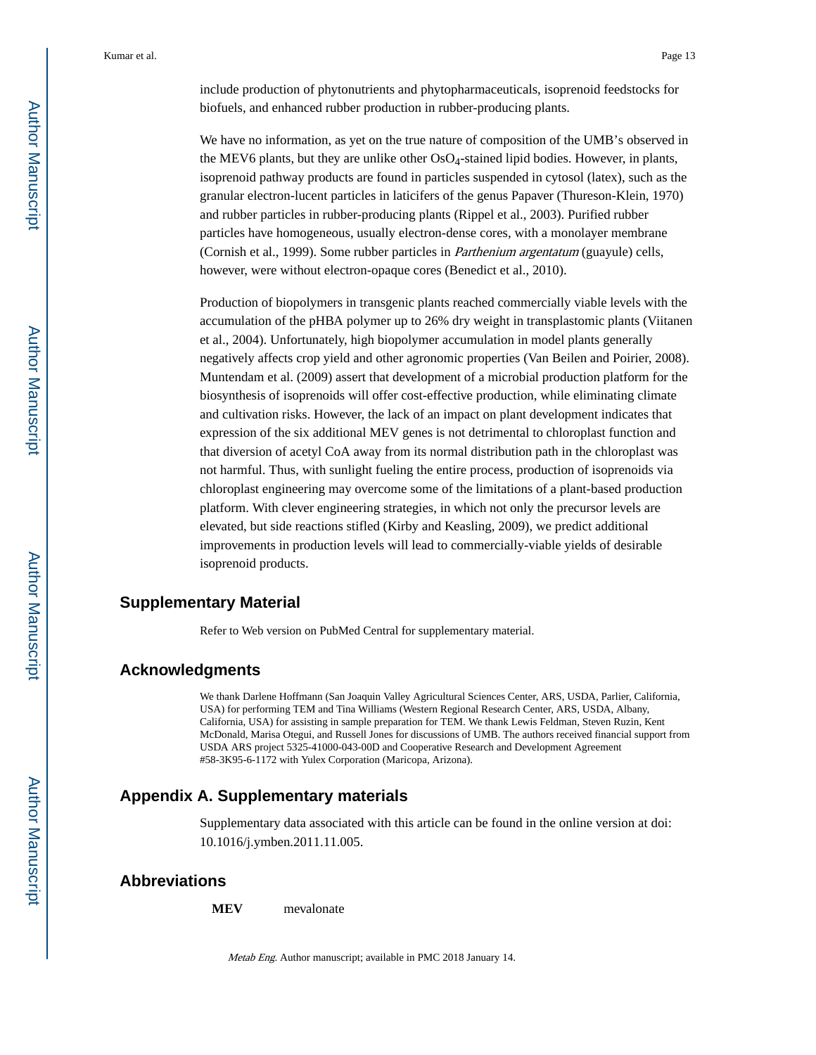include production of phytonutrients and phytopharmaceuticals, isoprenoid feedstocks for biofuels, and enhanced rubber production in rubber-producing plants.

We have no information, as yet on the true nature of composition of the UMB's observed in the MEV6 plants, but they are unlike other $OsO_4$-stained lipid bodies. However, in plants, isoprenoid pathway products are found in particles suspended in cytosol (latex), such as the granular electron-lucent particles in laticifers of the genus Papaver (Thureson-Klein, 1970) and rubber particles in rubber-producing plants (Rippel et al., 2003). Purified rubber particles have homogeneous, usually electron-dense cores, with a monolayer membrane (Cornish et al., 1999). Some rubber particles in *Parthenium argentatum* (guayule) cells, however, were without electron-opaque cores (Benedict et al., 2010).

Production of biopolymers in transgenic plants reached commercially viable levels with the accumulation of the pHBA polymer up to 26% dry weight in transplastomic plants (Viitanen et al., 2004). Unfortunately, high biopolymer accumulation in model plants generally negatively affects crop yield and other agronomic properties (Van Beilen and Poirier, 2008). Muntendam et al. (2009) assert that development of a microbial production platform for the biosynthesis of isoprenoids will offer cost-effective production, while eliminating climate and cultivation risks. However, the lack of an impact on plant development indicates that expression of the six additional MEV genes is not detrimental to chloroplast function and that diversion of acetyl CoA away from its normal distribution path in the chloroplast was not harmful. Thus, with sunlight fueling the entire process, production of isoprenoids via chloroplast engineering may overcome some of the limitations of a plant-based production platform. With clever engineering strategies, in which not only the precursor levels are elevated, but side reactions stifled (Kirby and Keasling, 2009), we predict additional improvements in production levels will lead to commercially-viable yields of desirable isoprenoid products.

## Supplementary Material

Refer to Web version on PubMed Central for supplementary material.

## Acknowledgments

We thank Darlene Hoffmann (San Joaquin Valley Agricultural Sciences Center, ARS, USDA, Parlier, California, USA) for performing TEM and Tina Williams (Western Regional Research Center, ARS, USDA, Albany, California, USA) for assisting in sample preparation for TEM. We thank Lewis Feldman, Steven Ruzin, Kent McDonald, Marisa Otegui, and Russell Jones for discussions of UMB. The authors received financial support from USDA ARS project 5325-41000-043-00D and Cooperative Research and Development Agreement #58-3K95-6-1172 with Yulex Corporation (Maricopa, Arizona).

## Appendix A. Supplementary materials

Supplementary data associated with this article can be found in the online version at doi: 10.1016/j.ymben.2011.11.005.

## Abbreviations

**MEV** mevalonate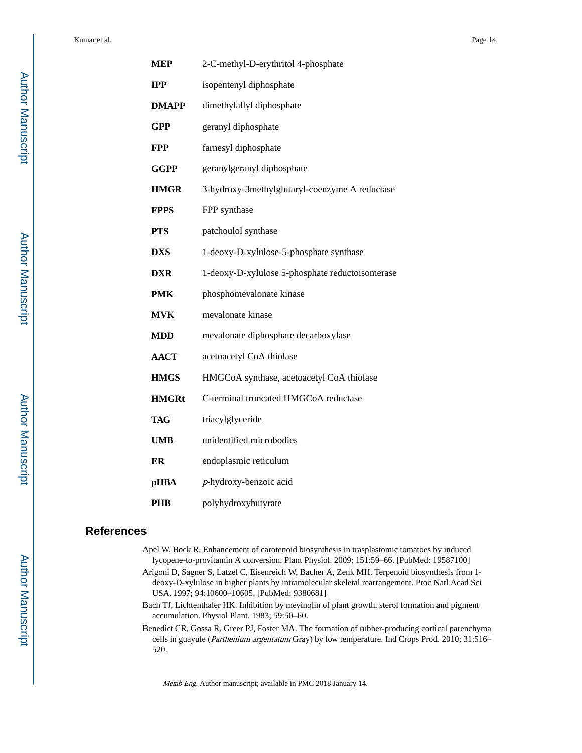| | |
|---|---|
| **MEP** | 2-C-methyl-D-erythritol 4-phosphate |
| **IPP** | isopentenyl diphosphate |
| **DMAPP** | dimethylallyl diphosphate |
| **GPP** | geranyl diphosphate |
| **FPP** | farnesyl diphosphate |
| **GGPP** | geranylgeranyl diphosphate |
| **HMGR** | 3-hydroxy-3methylglutaryl-coenzyme A reductase |
| **FPPS** | FPP synthase |
| **PTS** | patchoulol synthase |
| **DXS** | 1-deoxy-D-xylulose-5-phosphate synthase |
| **DXR** | 1-deoxy-D-xylulose 5-phosphate reductoisomerase |
| **PMK** | phosphomevalonate kinase |
| **MVK** | mevalonate kinase |
| **MDD** | mevalonate diphosphate decarboxylase |
| **AACT** | acetoacetyl CoA thiolase |
| **HMGS** | HMGCoA synthase, acetoacetyl CoA thiolase |
| **HMGRt** | C-terminal truncated HMGCoA reductase |
| **TAG** | triacylglyceride |
| **UMB** | unidentified microbodies |
| **ER** | endoplasmic reticulum |
| **pHBA** | *p*-hydroxy-benzoic acid |
| **PHB** | polyhydroxybutyrate |

## References

Apel W, Bock R. Enhancement of carotenoid biosynthesis in trasplastomic tomatoes by induced lycopene-to-provitamin A conversion. Plant Physiol. 2009; 151:59–66. [PubMed: 19587100]

Arigoni D, Sagner S, Latzel C, Eisenreich W, Bacher A, Zenk MH. Terpenoid biosynthesis from 1-deoxy-D-xylulose in higher plants by intramolecular skeletal rearrangement. Proc Natl Acad Sci USA. 1997; 94:10600–10605. [PubMed: 9380681]

Bach TJ, Lichtenthaler HK. Inhibition by mevinolin of plant growth, sterol formation and pigment accumulation. Physiol Plant. 1983; 59:50–60.

Benedict CR, Gossa R, Greer PJ, Foster MA. The formation of rubber-producing cortical parenchyma cells in guayule (*Parthenium argentatum* Gray) by low temperature. Ind Crops Prod. 2010; 31:516–520.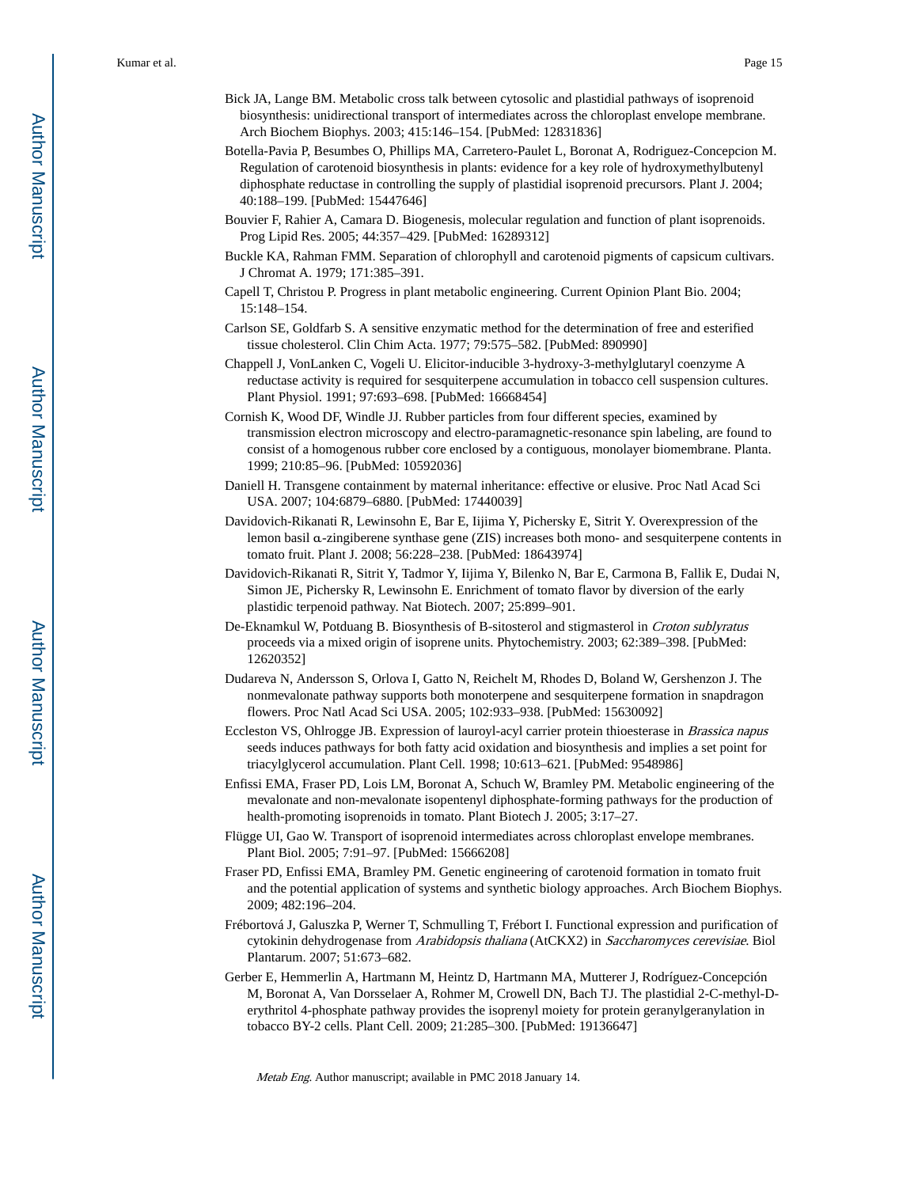Bick JA, Lange BM. Metabolic cross talk between cytosolic and plastidial pathways of isoprenoid biosynthesis: unidirectional transport of intermediates across the chloroplast envelope membrane. Arch Biochem Biophys. 2003; 415:146–154. [PubMed: 12831836]

Botella-Pavia P, Besumbes O, Phillips MA, Carretero-Paulet L, Boronat A, Rodriguez-Concepcion M. Regulation of carotenoid biosynthesis in plants: evidence for a key role of hydroxymethylbutenyl diphosphate reductase in controlling the supply of plastidial isoprenoid precursors. Plant J. 2004; 40:188–199. [PubMed: 15447646]

Bouvier F, Rahier A, Camara D. Biogenesis, molecular regulation and function of plant isoprenoids. Prog Lipid Res. 2005; 44:357–429. [PubMed: 16289312]

Buckle KA, Rahman FMM. Separation of chlorophyll and carotenoid pigments of capsicum cultivars. J Chromat A. 1979; 171:385–391.

Capell T, Christou P. Progress in plant metabolic engineering. Current Opinion Plant Bio. 2004; 15:148–154.

Carlson SE, Goldfarb S. A sensitive enzymatic method for the determination of free and esterified tissue cholesterol. Clin Chim Acta. 1977; 79:575–582. [PubMed: 890990]

Chappell J, VonLanken C, Vogeli U. Elicitor-inducible 3-hydroxy-3-methylglutaryl coenzyme A reductase activity is required for sesquiterpene accumulation in tobacco cell suspension cultures. Plant Physiol. 1991; 97:693–698. [PubMed: 16668454]

Cornish K, Wood DF, Windle JJ. Rubber particles from four different species, examined by transmission electron microscopy and electro-paramagnetic-resonance spin labeling, are found to consist of a homogenous rubber core enclosed by a contiguous, monolayer biomembrane. Planta. 1999; 210:85–96. [PubMed: 10592036]

Daniell H. Transgene containment by maternal inheritance: effective or elusive. Proc Natl Acad Sci USA. 2007; 104:6879–6880. [PubMed: 17440039]

Davidovich-Rikanati R, Lewinsohn E, Bar E, Iijima Y, Pichersky E, Sitrit Y. Overexpression of the lemon basil α-zingiberene synthase gene (ZIS) increases both mono- and sesquiterpene contents in tomato fruit. Plant J. 2008; 56:228–238. [PubMed: 18643974]

Davidovich-Rikanati R, Sitrit Y, Tadmor Y, Iijima Y, Bilenko N, Bar E, Carmona B, Fallik E, Dudai N, Simon JE, Pichersky R, Lewinsohn E. Enrichment of tomato flavor by diversion of the early plastidic terpenoid pathway. Nat Biotech. 2007; 25:899–901.

De-Eknamkul W, Potduang B. Biosynthesis of B-sitosterol and stigmasterol in *Croton sublyratus* proceeds via a mixed origin of isoprene units. Phytochemistry. 2003; 62:389–398. [PubMed: 12620352]

Dudareva N, Andersson S, Orlova I, Gatto N, Reichelt M, Rhodes D, Boland W, Gershenzon J. The nonmevalonate pathway supports both monoterpene and sesquiterpene formation in snapdragon flowers. Proc Natl Acad Sci USA. 2005; 102:933–938. [PubMed: 15630092]

Eccleston VS, Ohlrogge JB. Expression of lauroyl-acyl carrier protein thioesterase in *Brassica napus* seeds induces pathways for both fatty acid oxidation and biosynthesis and implies a set point for triacylglycerol accumulation. Plant Cell. 1998; 10:613–621. [PubMed: 9548986]

Enfissi EMA, Fraser PD, Lois LM, Boronat A, Schuch W, Bramley PM. Metabolic engineering of the mevalonate and non-mevalonate isopentenyl diphosphate-forming pathways for the production of health-promoting isoprenoids in tomato. Plant Biotech J. 2005; 3:17–27.

Flügge UI, Gao W. Transport of isoprenoid intermediates across chloroplast envelope membranes. Plant Biol. 2005; 7:91–97. [PubMed: 15666208]

Fraser PD, Enfissi EMA, Bramley PM. Genetic engineering of carotenoid formation in tomato fruit and the potential application of systems and synthetic biology approaches. Arch Biochem Biophys. 2009; 482:196–204.

Frébortová J, Galuszka P, Werner T, Schmulling T, Frébort I. Functional expression and purification of cytokinin dehydrogenase from *Arabidopsis thaliana* (AtCKX2) in *Saccharomyces cerevisiae*. Biol Plantarum. 2007; 51:673–682.

Gerber E, Hemmerlin A, Hartmann M, Heintz D, Hartmann MA, Mutterer J, Rodríguez-Concepción M, Boronat A, Van Dorsselaer A, Rohmer M, Crowell DN, Bach TJ. The plastidial 2-C-methyl-D-erythritol 4-phosphate pathway provides the isoprenyl moiety for protein geranylgeranylation in tobacco BY-2 cells. Plant Cell. 2009; 21:285–300. [PubMed: 19136647]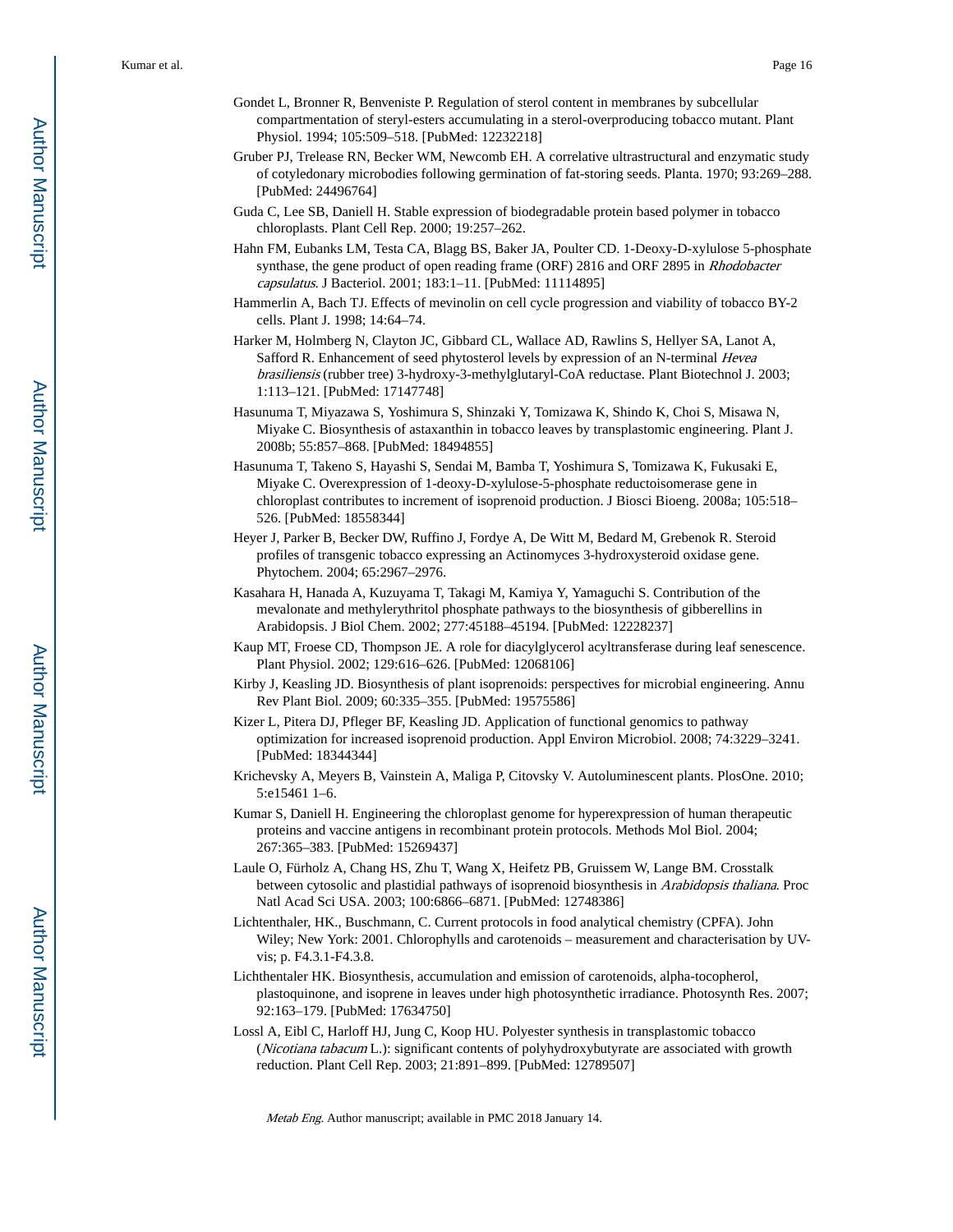Gondet L, Bronner R, Benveniste P. Regulation of sterol content in membranes by subcellular compartmentation of steryl-esters accumulating in a sterol-overproducing tobacco mutant. Plant Physiol. 1994; 105:509–518. [PubMed: 12232218]

Gruber PJ, Trelease RN, Becker WM, Newcomb EH. A correlative ultrastructural and enzymatic study of cotyledonary microbodies following germination of fat-storing seeds. Planta. 1970; 93:269–288. [PubMed: 24496764]

Guda C, Lee SB, Daniell H. Stable expression of biodegradable protein based polymer in tobacco chloroplasts. Plant Cell Rep. 2000; 19:257–262.

Hahn FM, Eubanks LM, Testa CA, Blagg BS, Baker JA, Poulter CD. 1-Deoxy-D-xylulose 5-phosphate synthase, the gene product of open reading frame (ORF) 2816 and ORF 2895 in *Rhodobacter capsulatus*. J Bacteriol. 2001; 183:1–11. [PubMed: 11114895]

Hammerlin A, Bach TJ. Effects of mevinolin on cell cycle progression and viability of tobacco BY-2 cells. Plant J. 1998; 14:64–74.

Harker M, Holmberg N, Clayton JC, Gibbard CL, Wallace AD, Rawlins S, Hellyer SA, Lanot A, Safford R. Enhancement of seed phytosterol levels by expression of an N-terminal *Hevea brasiliensis* (rubber tree) 3-hydroxy-3-methylglutaryl-CoA reductase. Plant Biotechnol J. 2003; 1:113–121. [PubMed: 17147748]

Hasunuma T, Miyazawa S, Yoshimura S, Shinzaki Y, Tomizawa K, Shindo K, Choi S, Misawa N, Miyake C. Biosynthesis of astaxanthin in tobacco leaves by transplastomic engineering. Plant J. 2008b; 55:857–868. [PubMed: 18494855]

Hasunuma T, Takeno S, Hayashi S, Sendai M, Bamba T, Yoshimura S, Tomizawa K, Fukusaki E, Miyake C. Overexpression of 1-deoxy-D-xylulose-5-phosphate reductoisomerase gene in chloroplast contributes to increment of isoprenoid production. J Biosci Bioeng. 2008a; 105:518–526. [PubMed: 18558344]

Heyer J, Parker B, Becker DW, Ruffino J, Fordye A, De Witt M, Bedard M, Grebenok R. Steroid profiles of transgenic tobacco expressing an Actinomyces 3-hydroxysteroid oxidase gene. Phytochem. 2004; 65:2967–2976.

Kasahara H, Hanada A, Kuzuyama T, Takagi M, Kamiya Y, Yamaguchi S. Contribution of the mevalonate and methylerythritol phosphate pathways to the biosynthesis of gibberellins in Arabidopsis. J Biol Chem. 2002; 277:45188–45194. [PubMed: 12228237]

Kaup MT, Froese CD, Thompson JE. A role for diacylglycerol acyltransferase during leaf senescence. Plant Physiol. 2002; 129:616–626. [PubMed: 12068106]

Kirby J, Keasling JD. Biosynthesis of plant isoprenoids: perspectives for microbial engineering. Annu Rev Plant Biol. 2009; 60:335–355. [PubMed: 19575586]

Kizer L, Pitera DJ, Pfleger BF, Keasling JD. Application of functional genomics to pathway optimization for increased isoprenoid production. Appl Environ Microbiol. 2008; 74:3229–3241. [PubMed: 18344344]

Krichevsky A, Meyers B, Vainstein A, Maliga P, Citovsky V. Autoluminescent plants. PlosOne. 2010; 5:e15461 1–6.

Kumar S, Daniell H. Engineering the chloroplast genome for hyperexpression of human therapeutic proteins and vaccine antigens in recombinant protein protocols. Methods Mol Biol. 2004; 267:365–383. [PubMed: 15269437]

Laule O, Fürholz A, Chang HS, Zhu T, Wang X, Heifetz PB, Gruissem W, Lange BM. Crosstalk between cytosolic and plastidial pathways of isoprenoid biosynthesis in *Arabidopsis thaliana*. Proc Natl Acad Sci USA. 2003; 100:6866–6871. [PubMed: 12748386]

Lichtenthaler, HK., Buschmann, C. Current protocols in food analytical chemistry (CPFA). John Wiley; New York: 2001. Chlorophylls and carotenoids – measurement and characterisation by UV-vis; p. F4.3.1-F4.3.8.

Lichthentaler HK. Biosynthesis, accumulation and emission of carotenoids, alpha-tocopherol, plastoquinone, and isoprene in leaves under high photosynthetic irradiance. Photosynth Res. 2007; 92:163–179. [PubMed: 17634750]

Lossl A, Eibl C, Harloff HJ, Jung C, Koop HU. Polyester synthesis in transplastomic tobacco (*Nicotiana tabacum* L.): significant contents of polyhydroxybutyrate are associated with growth reduction. Plant Cell Rep. 2003; 21:891–899. [PubMed: 12789507]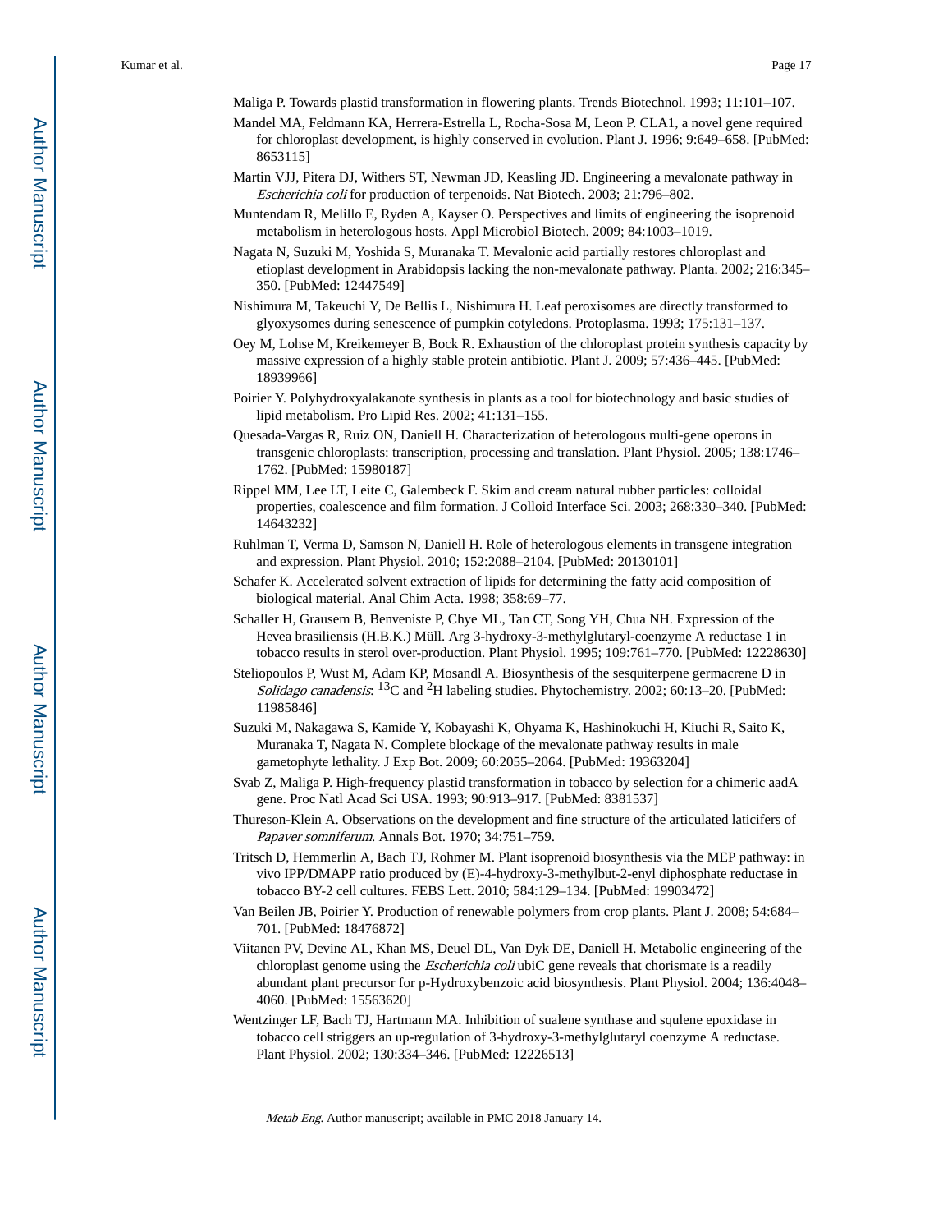Maliga P. Towards plastid transformation in flowering plants. Trends Biotechnol. 1993; 11:101–107.

Mandel MA, Feldmann KA, Herrera-Estrella L, Rocha-Sosa M, Leon P. CLA1, a novel gene required for chloroplast development, is highly conserved in evolution. Plant J. 1996; 9:649–658. [PubMed: 8653115]

Martin VJJ, Pitera DJ, Withers ST, Newman JD, Keasling JD. Engineering a mevalonate pathway in *Escherichia coli* for production of terpenoids. Nat Biotech. 2003; 21:796–802.

Muntendam R, Melillo E, Ryden A, Kayser O. Perspectives and limits of engineering the isoprenoid metabolism in heterologous hosts. Appl Microbiol Biotech. 2009; 84:1003–1019.

Nagata N, Suzuki M, Yoshida S, Muranaka T. Mevalonic acid partially restores chloroplast and etioplast development in Arabidopsis lacking the non-mevalonate pathway. Planta. 2002; 216:345–350. [PubMed: 12447549]

Nishimura M, Takeuchi Y, De Bellis L, Nishimura H. Leaf peroxisomes are directly transformed to glyoxysomes during senescence of pumpkin cotyledons. Protoplasma. 1993; 175:131–137.

Oey M, Lohse M, Kreikemeyer B, Bock R. Exhaustion of the chloroplast protein synthesis capacity by massive expression of a highly stable protein antibiotic. Plant J. 2009; 57:436–445. [PubMed: 18939966]

Poirier Y. Polyhydroxyalakanote synthesis in plants as a tool for biotechnology and basic studies of lipid metabolism. Pro Lipid Res. 2002; 41:131–155.

Quesada-Vargas R, Ruiz ON, Daniell H. Characterization of heterologous multi-gene operons in transgenic chloroplasts: transcription, processing and translation. Plant Physiol. 2005; 138:1746–1762. [PubMed: 15980187]

Rippel MM, Lee LT, Leite C, Galembeck F. Skim and cream natural rubber particles: colloidal properties, coalescence and film formation. J Colloid Interface Sci. 2003; 268:330–340. [PubMed: 14643232]

Ruhlman T, Verma D, Samson N, Daniell H. Role of heterologous elements in transgene integration and expression. Plant Physiol. 2010; 152:2088–2104. [PubMed: 20130101]

Schafer K. Accelerated solvent extraction of lipids for determining the fatty acid composition of biological material. Anal Chim Acta. 1998; 358:69–77.

Schaller H, Grausem B, Benveniste P, Chye ML, Tan CT, Song YH, Chua NH. Expression of the Hevea brasiliensis (H.B.K.) Müll. Arg 3-hydroxy-3-methylglutaryl-coenzyme A reductase 1 in tobacco results in sterol over-production. Plant Physiol. 1995; 109:761–770. [PubMed: 12228630]

Steliopoulos P, Wust M, Adam KP, Mosandl A. Biosynthesis of the sesquiterpene germacrene D in *Solidago canadensis*: $^{13}C$ and $^{2}H$ labeling studies. Phytochemistry. 2002; 60:13–20. [PubMed: 11985846]

Suzuki M, Nakagawa S, Kamide Y, Kobayashi K, Ohyama K, Hashinokuchi H, Kiuchi R, Saito K, Muranaka T, Nagata N. Complete blockage of the mevalonate pathway results in male gametophyte lethality. J Exp Bot. 2009; 60:2055–2064. [PubMed: 19363204]

Svab Z, Maliga P. High-frequency plastid transformation in tobacco by selection for a chimeric aadA gene. Proc Natl Acad Sci USA. 1993; 90:913–917. [PubMed: 8381537]

Thureson-Klein A. Observations on the development and fine structure of the articulated laticifers of *Papaver somniferum*. Annals Bot. 1970; 34:751–759.

Tritsch D, Hemmerlin A, Bach TJ, Rohmer M. Plant isoprenoid biosynthesis via the MEP pathway: in vivo IPP/DMAPP ratio produced by (E)-4-hydroxy-3-methylbut-2-enyl diphosphate reductase in tobacco BY-2 cell cultures. FEBS Lett. 2010; 584:129–134. [PubMed: 19903472]

Van Beilen JB, Poirier Y. Production of renewable polymers from crop plants. Plant J. 2008; 54:684–701. [PubMed: 18476872]

Viitanen PV, Devine AL, Khan MS, Deuel DL, Van Dyk DE, Daniell H. Metabolic engineering of the chloroplast genome using the *Escherichia coli* ubiC gene reveals that chorismate is a readily abundant plant precursor for p-Hydroxybenzoic acid biosynthesis. Plant Physiol. 2004; 136:4048–4060. [PubMed: 15563620]

Wentzinger LF, Bach TJ, Hartmann MA. Inhibition of sualene synthase and squlene epoxidase in tobacco cell striggers an up-regulation of 3-hydroxy-3-methylglutaryl coenzyme A reductase. Plant Physiol. 2002; 130:334–346. [PubMed: 12226513]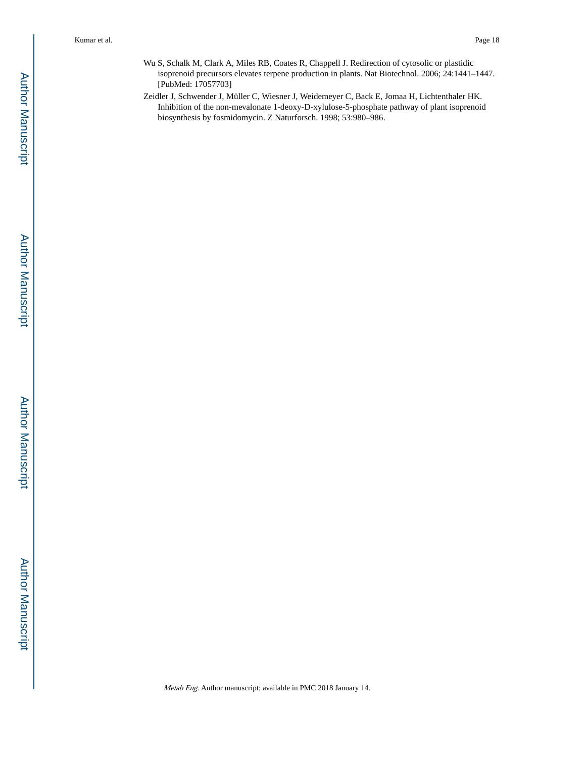Wu S, Schalk M, Clark A, Miles RB, Coates R, Chappell J. Redirection of cytosolic or plastidic isoprenoid precursors elevates terpene production in plants. Nat Biotechnol. 2006; 24:1441–1447. [PubMed: 17057703]

Zeidler J, Schwender J, Müller C, Wiesner J, Weidemeyer C, Back E, Jomaa H, Lichtenthaler HK. Inhibition of the non-mevalonate 1-deoxy-D-xylulose-5-phosphate pathway of plant isoprenoid biosynthesis by fosmidomycin. Z Naturforsch. 1998; 53:980–986.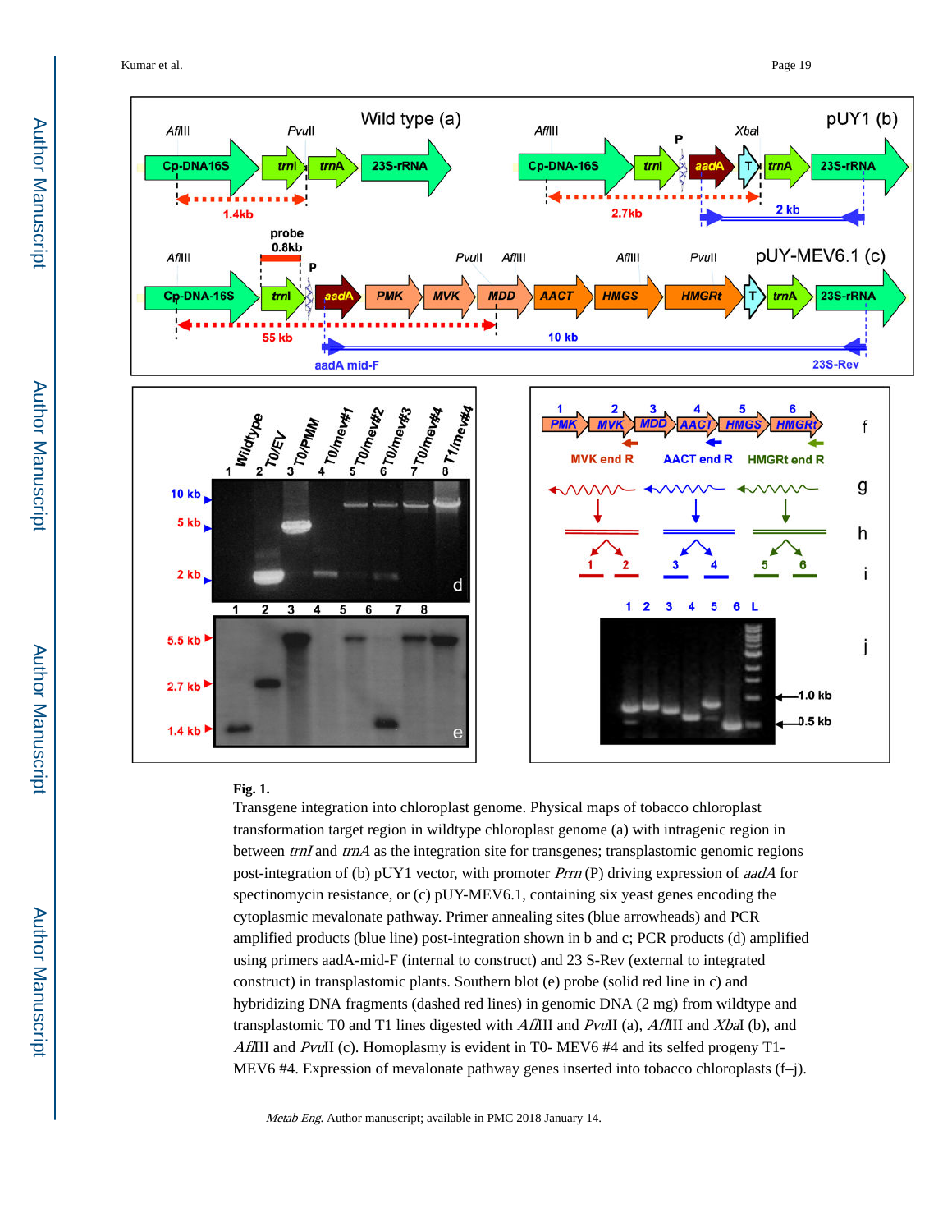**Fig. 1.**

Transgene integration into chloroplast genome. Physical maps of tobacco chloroplast transformation target region in wildtype chloroplast genome (a) with intragenic region in between *trnI* and *trnA* as the integration site for transgenes; transplastomic genomic regions post-integration of (b) pUY1 vector, with promoter *Prrn* (P) driving expression of *aadA* for spectinomycin resistance, or (c) pUY-MEV6.1, containing six yeast genes encoding the cytoplasmic mevalonate pathway. Primer annealing sites (blue arrowheads) and PCR amplified products (blue line) post-integration shown in b and c; PCR products (d) amplified using primers aadA-mid-F (internal to construct) and 23 S-Rev (external to integrated construct) in transplastomic plants. Southern blot (e) probe (solid red line in c) and hybridizing DNA fragments (dashed red lines) in genomic DNA (2 mg) from wildtype and transplastomic T0 and T1 lines digested with *Afl*III and *Pvu*II (a), *Afl*III and *Xba*I (b), and *Afl*III and *Pvu*II (c). Homoplasmy is evident in T0- MEV6 #4 and its selfed progeny T1-MEV6 #4. Expression of mevalonate pathway genes inserted into tobacco chloroplasts (f–j).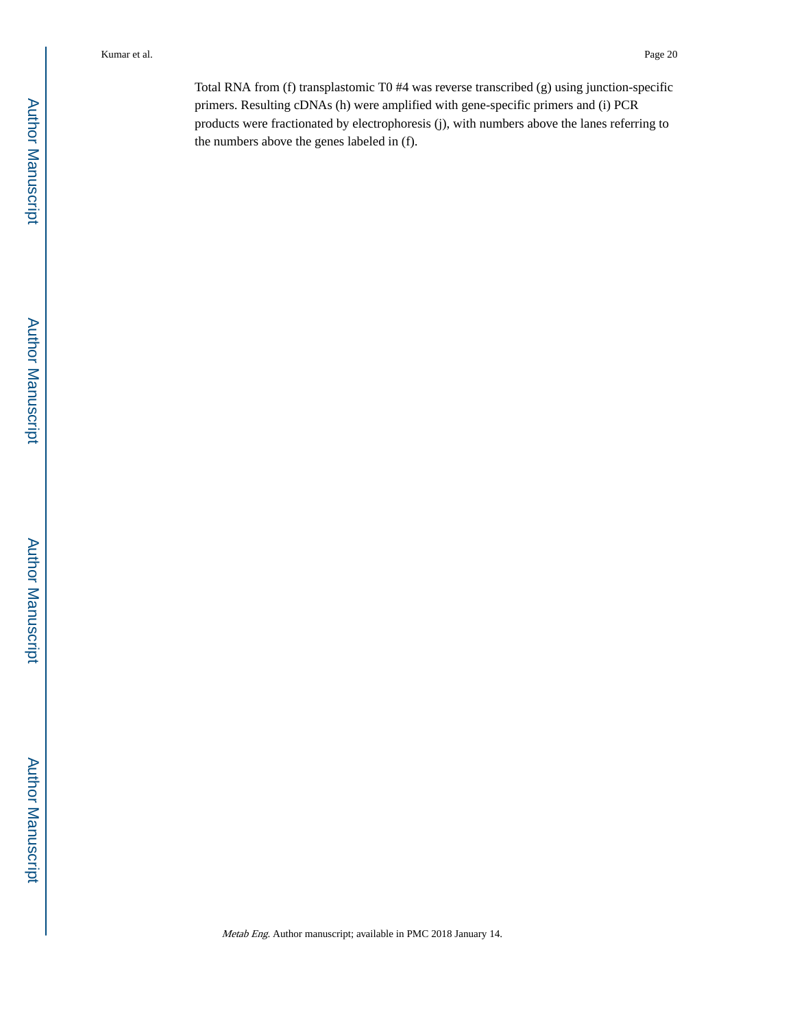Total RNA from (f) transplastomic T0 #4 was reverse transcribed (g) using junction-specific primers. Resulting cDNAs (h) were amplified with gene-specific primers and (i) PCR products were fractionated by electrophoresis (j), with numbers above the lanes referring to the numbers above the genes labeled in (f).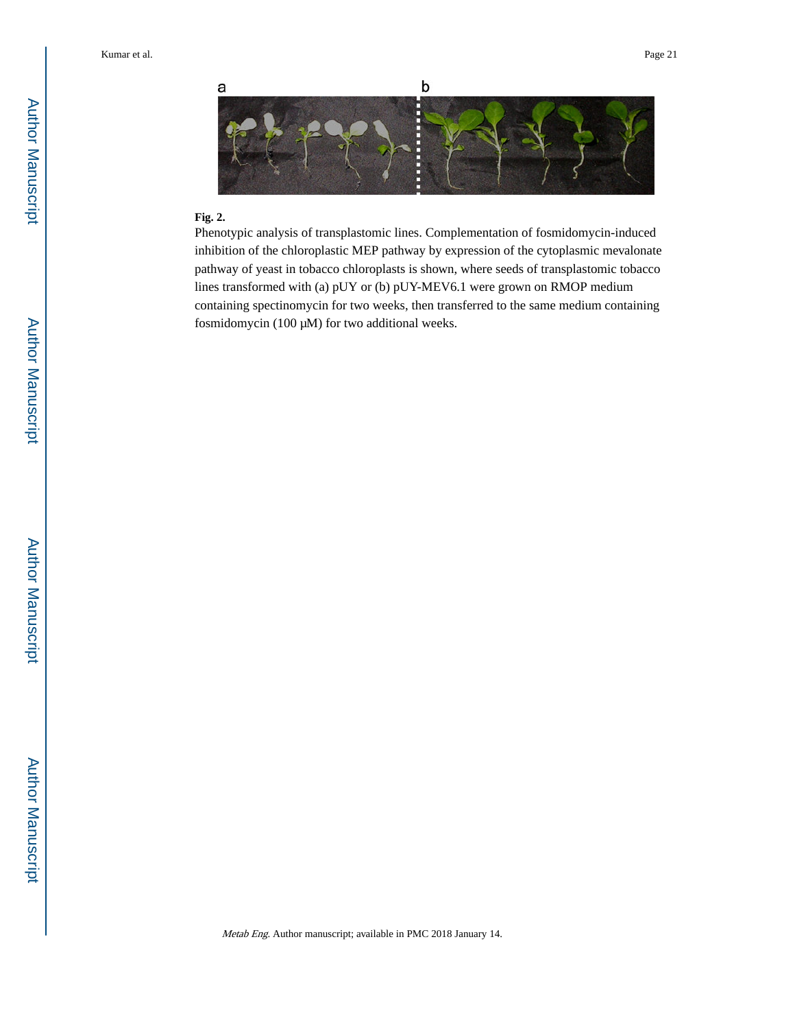**Fig. 2.**

Phenotypic analysis of transplastomic lines. Complementation of fosmidomycin-induced inhibition of the chloroplastic MEP pathway by expression of the cytoplasmic mevalonate pathway of yeast in tobacco chloroplasts is shown, where seeds of transplastomic tobacco lines transformed with (a) pUY or (b) pUY-MEV6.1 were grown on RMOP medium containing spectinomycin for two weeks, then transferred to the same medium containing fosmidomycin (100 μM) for two additional weeks.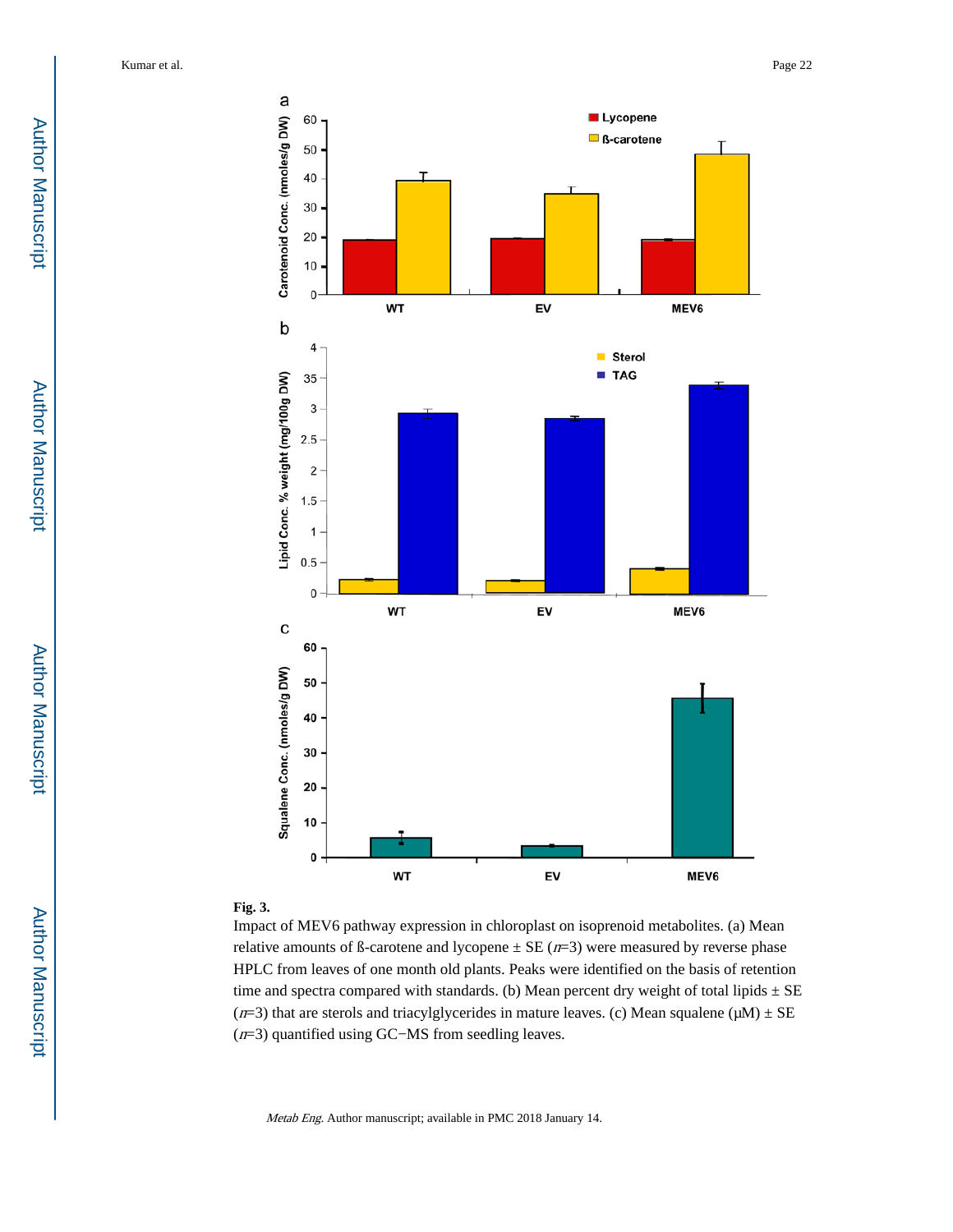**Fig. 3.**

Impact of MEV6 pathway expression in chloroplast on isoprenoid metabolites. (a) Mean relative amounts of ß-carotene and lycopene ± SE ($n$=3) were measured by reverse phase HPLC from leaves of one month old plants. Peaks were identified on the basis of retention time and spectra compared with standards. (b) Mean percent dry weight of total lipids ± SE ($n$=3) that are sterols and triacylglycerides in mature leaves. (c) Mean squalene (μM) ± SE ($n$=3) quantified using GC−MS from seedling leaves.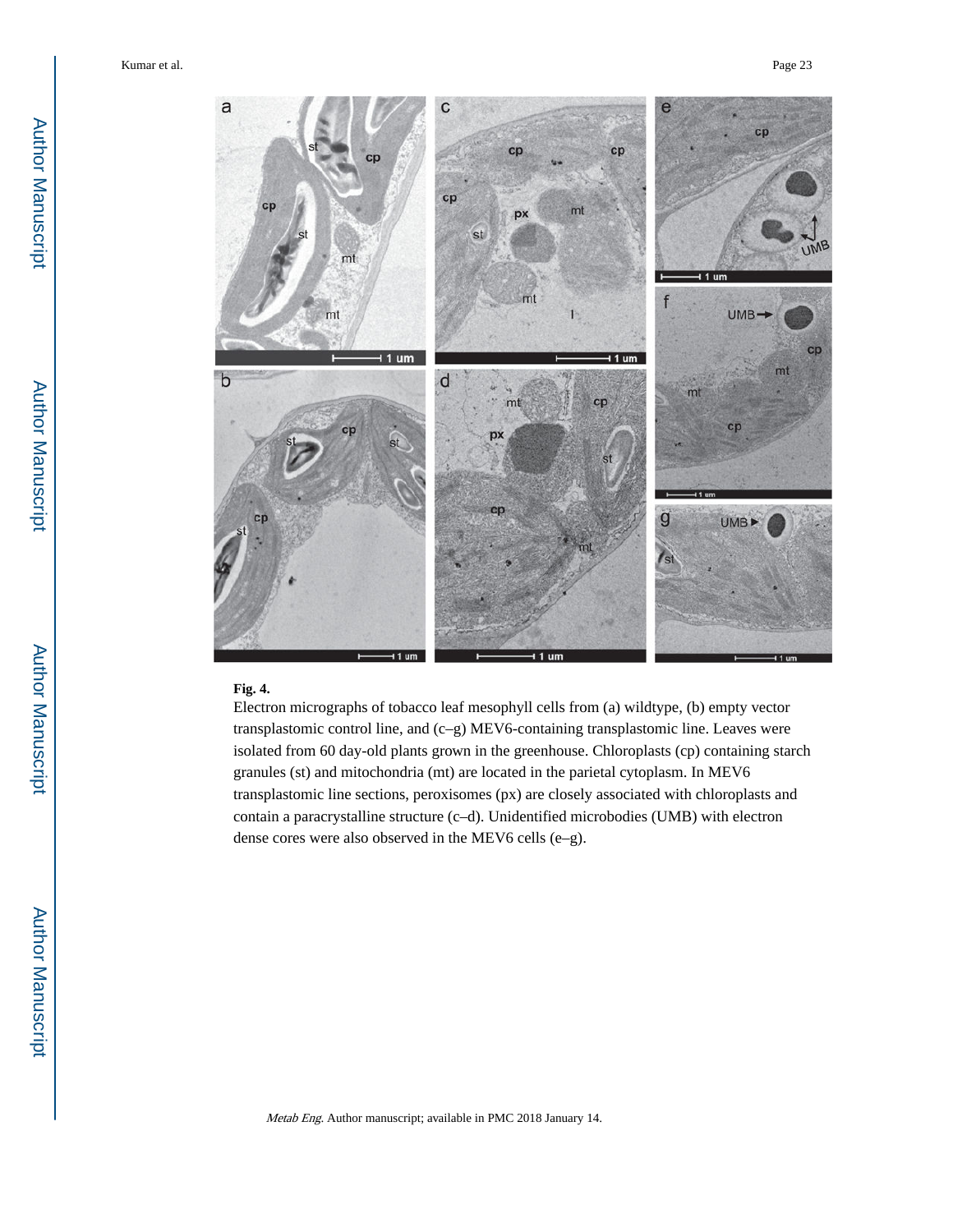**Fig. 4.**

Electron micrographs of tobacco leaf mesophyll cells from (a) wildtype, (b) empty vector transplastomic control line, and (c–g) MEV6-containing transplastomic line. Leaves were isolated from 60 day-old plants grown in the greenhouse. Chloroplasts (cp) containing starch granules (st) and mitochondria (mt) are located in the parietal cytoplasm. In MEV6 transplastomic line sections, peroxisomes (px) are closely associated with chloroplasts and contain a paracrystalline structure (c–d). Unidentified microbodies (UMB) with electron dense cores were also observed in the MEV6 cells (e–g).